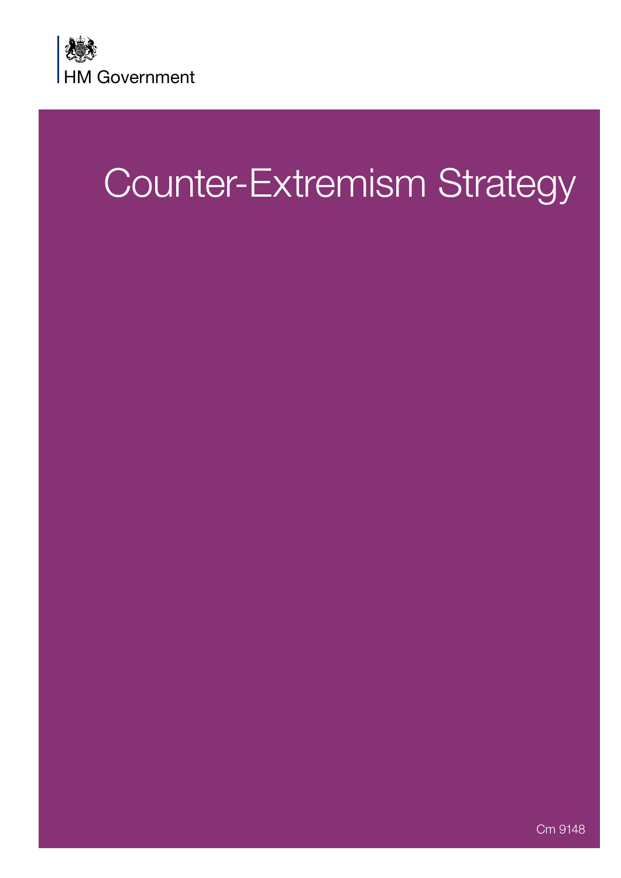HM Government

# Counter-Extremism Strategy

Cm 9148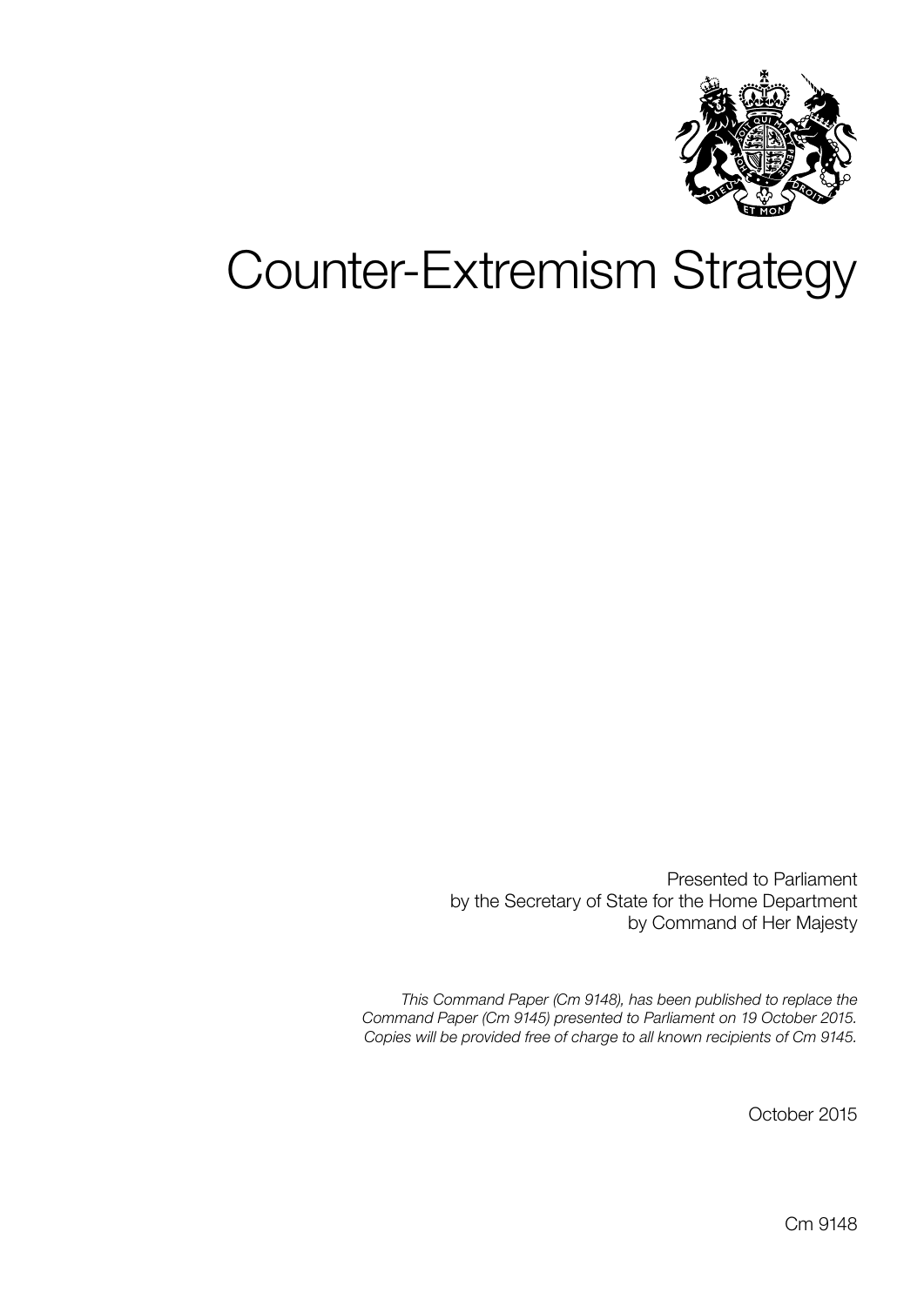# Counter-Extremism Strategy

Presented to Parliament
by the Secretary of State for the Home Department
by Command of Her Majesty

*This Command Paper (Cm 9148), has been published to replace the Command Paper (Cm 9145) presented to Parliament on 19 October 2015. Copies will be provided free of charge to all known recipients of Cm 9145.*

October 2015

Cm 9148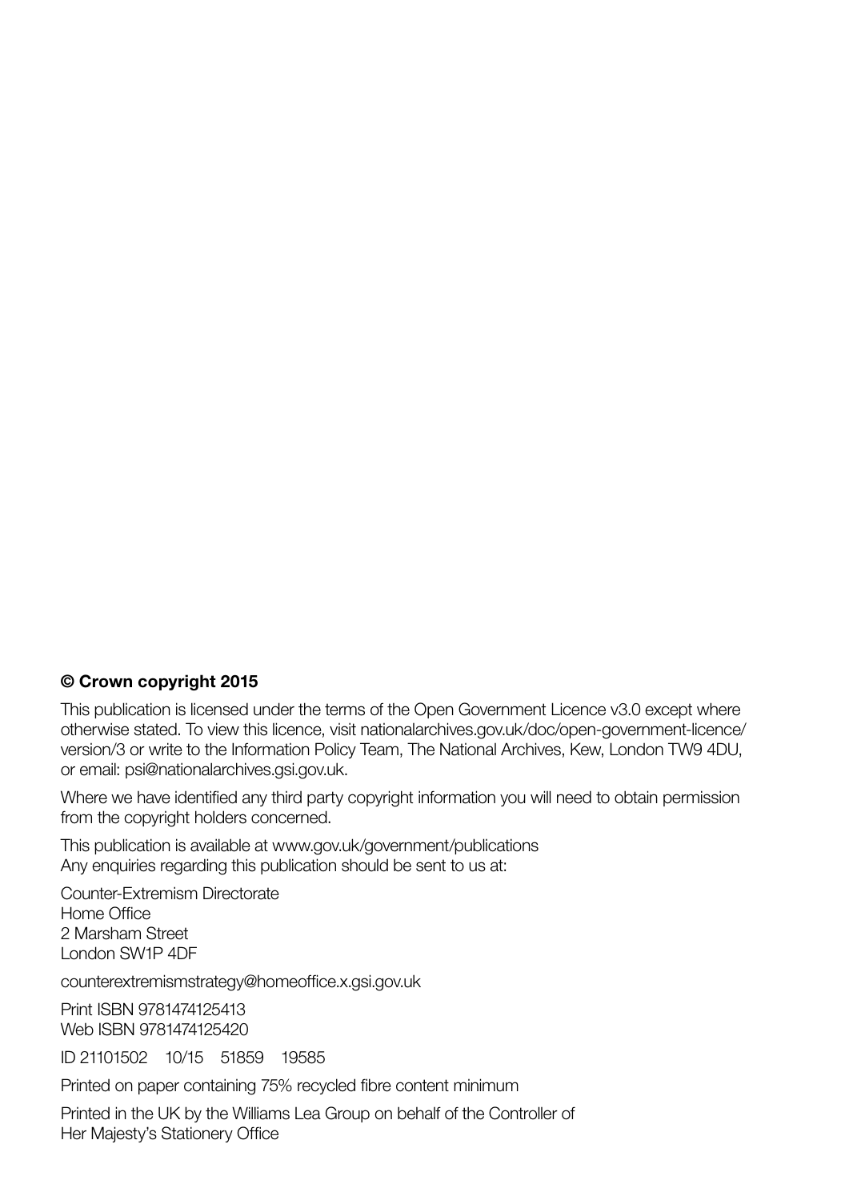**© Crown copyright 2015**

This publication is licensed under the terms of the Open Government Licence v3.0 except where otherwise stated. To view this licence, visit nationalarchives.gov.uk/doc/open-government-licence/version/3 or write to the Information Policy Team, The National Archives, Kew, London TW9 4DU, or email: psi@nationalarchives.gsi.gov.uk.

Where we have identified any third party copyright information you will need to obtain permission from the copyright holders concerned.

This publication is available at www.gov.uk/government/publications
Any enquiries regarding this publication should be sent to us at:

Counter-Extremism Directorate
Home Office
2 Marsham Street
London SW1P 4DF

counterextremismstrategy@homeoffice.x.gsi.gov.uk

Print ISBN 9781474125413
Web ISBN 9781474125420

ID 21101502 10/15 51859 19585

Printed on paper containing 75% recycled fibre content minimum

Printed in the UK by the Williams Lea Group on behalf of the Controller of
Her Majesty's Stationery Office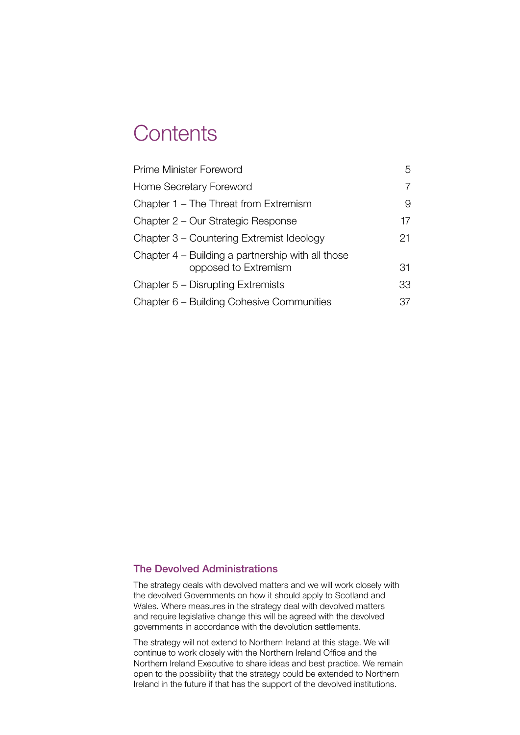# Contents

| | |
|---|---|
| Prime Minister Foreword | 5 |
| Home Secretary Foreword | 7 |
| Chapter 1 – The Threat from Extremism | 9 |
| Chapter 2 – Our Strategic Response | 17 |
| Chapter 3 – Countering Extremist Ideology | 21 |
| Chapter 4 – Building a partnership with all those opposed to Extremism | 31 |
| Chapter 5 – Disrupting Extremists | 33 |
| Chapter 6 – Building Cohesive Communities | 37 |

## The Devolved Administrations

The strategy deals with devolved matters and we will work closely with the devolved Governments on how it should apply to Scotland and Wales. Where measures in the strategy deal with devolved matters and require legislative change this will be agreed with the devolved governments in accordance with the devolution settlements.

The strategy will not extend to Northern Ireland at this stage. We will continue to work closely with the Northern Ireland Office and the Northern Ireland Executive to share ideas and best practice. We remain open to the possibility that the strategy could be extended to Northern Ireland in the future if that has the support of the devolved institutions.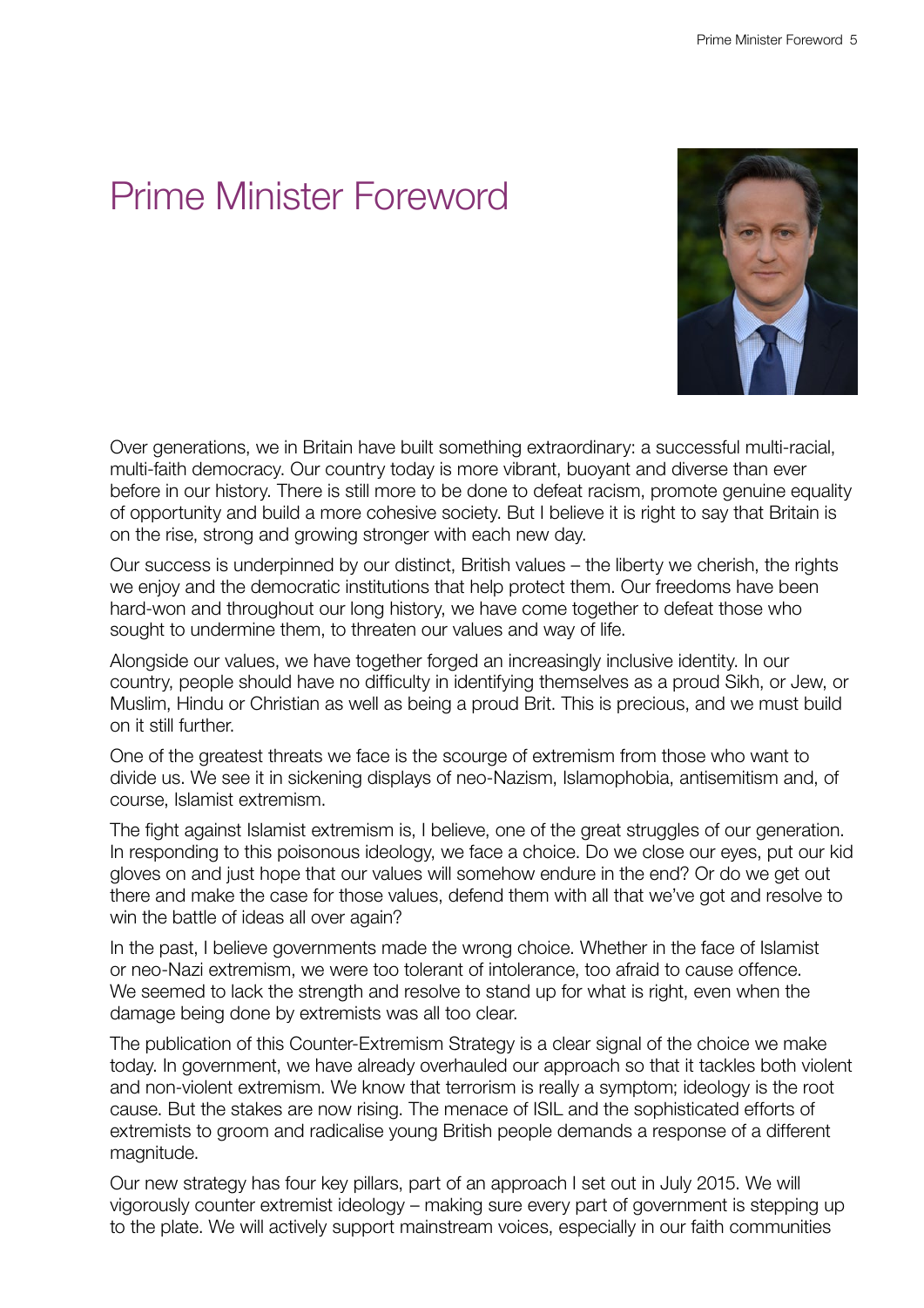# Prime Minister Foreword

Over generations, we in Britain have built something extraordinary: a successful multi-racial, multi-faith democracy. Our country today is more vibrant, buoyant and diverse than ever before in our history. There is still more to be done to defeat racism, promote genuine equality of opportunity and build a more cohesive society. But I believe it is right to say that Britain is on the rise, strong and growing stronger with each new day.

Our success is underpinned by our distinct, British values – the liberty we cherish, the rights we enjoy and the democratic institutions that help protect them. Our freedoms have been hard-won and throughout our long history, we have come together to defeat those who sought to undermine them, to threaten our values and way of life.

Alongside our values, we have together forged an increasingly inclusive identity. In our country, people should have no difficulty in identifying themselves as a proud Sikh, or Jew, or Muslim, Hindu or Christian as well as being a proud Brit. This is precious, and we must build on it still further.

One of the greatest threats we face is the scourge of extremism from those who want to divide us. We see it in sickening displays of neo-Nazism, Islamophobia, antisemitism and, of course, Islamist extremism.

The fight against Islamist extremism is, I believe, one of the great struggles of our generation. In responding to this poisonous ideology, we face a choice. Do we close our eyes, put our kid gloves on and just hope that our values will somehow endure in the end? Or do we get out there and make the case for those values, defend them with all that we've got and resolve to win the battle of ideas all over again?

In the past, I believe governments made the wrong choice. Whether in the face of Islamist or neo-Nazi extremism, we were too tolerant of intolerance, too afraid to cause offence. We seemed to lack the strength and resolve to stand up for what is right, even when the damage being done by extremists was all too clear.

The publication of this Counter-Extremism Strategy is a clear signal of the choice we make today. In government, we have already overhauled our approach so that it tackles both violent and non-violent extremism. We know that terrorism is really a symptom; ideology is the root cause. But the stakes are now rising. The menace of ISIL and the sophisticated efforts of extremists to groom and radicalise young British people demands a response of a different magnitude.

Our new strategy has four key pillars, part of an approach I set out in July 2015. We will vigorously counter extremist ideology – making sure every part of government is stepping up to the plate. We will actively support mainstream voices, especially in our faith communities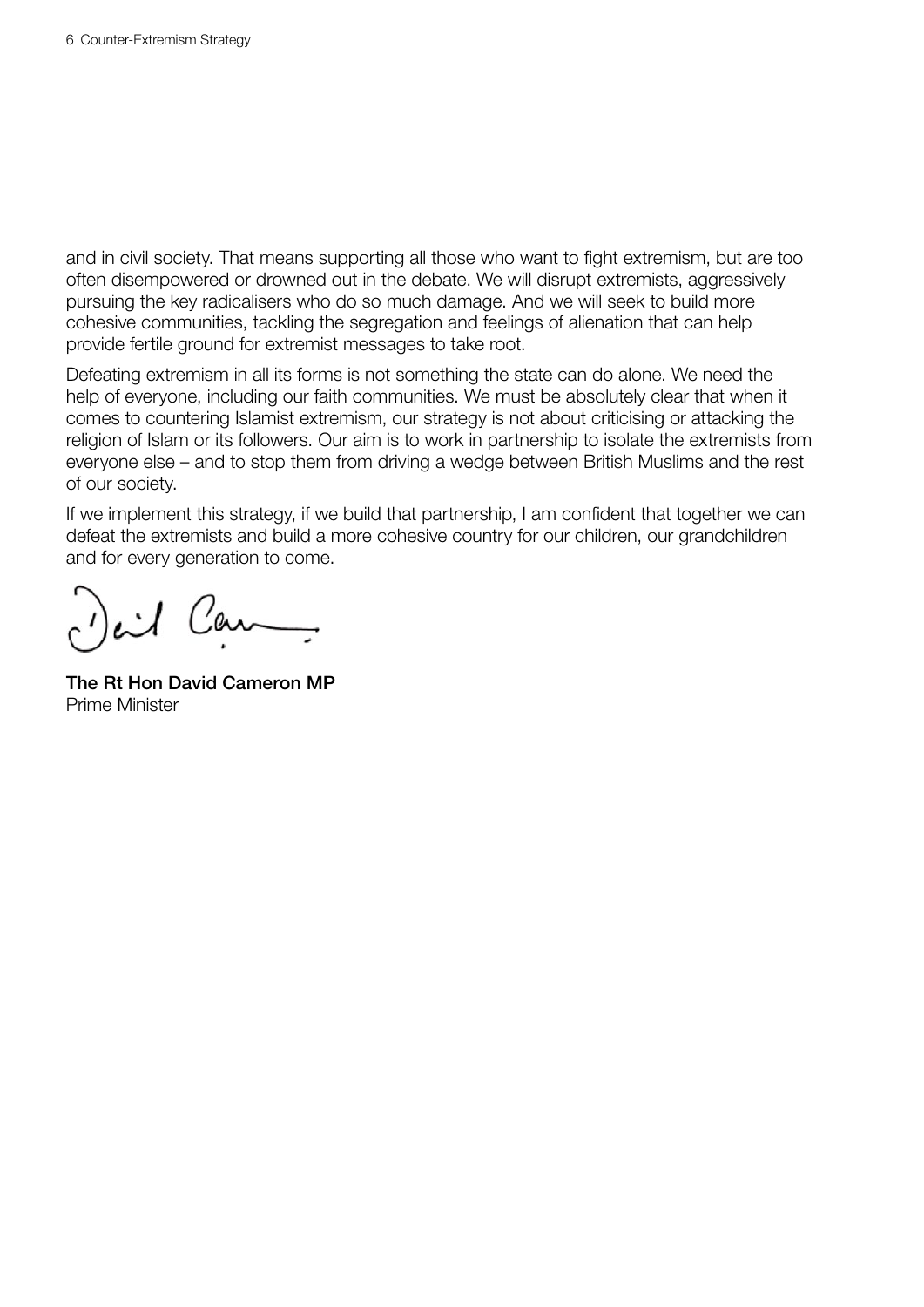and in civil society. That means supporting all those who want to fight extremism, but are too often disempowered or drowned out in the debate. We will disrupt extremists, aggressively pursuing the key radicalisers who do so much damage. And we will seek to build more cohesive communities, tackling the segregation and feelings of alienation that can help provide fertile ground for extremist messages to take root.

Defeating extremism in all its forms is not something the state can do alone. We need the help of everyone, including our faith communities. We must be absolutely clear that when it comes to countering Islamist extremism, our strategy is not about criticising or attacking the religion of Islam or its followers. Our aim is to work in partnership to isolate the extremists from everyone else – and to stop them from driving a wedge between British Muslims and the rest of our society.

If we implement this strategy, if we build that partnership, I am confident that together we can defeat the extremists and build a more cohesive country for our children, our grandchildren and for every generation to come.

**The Rt Hon David Cameron MP**
Prime Minister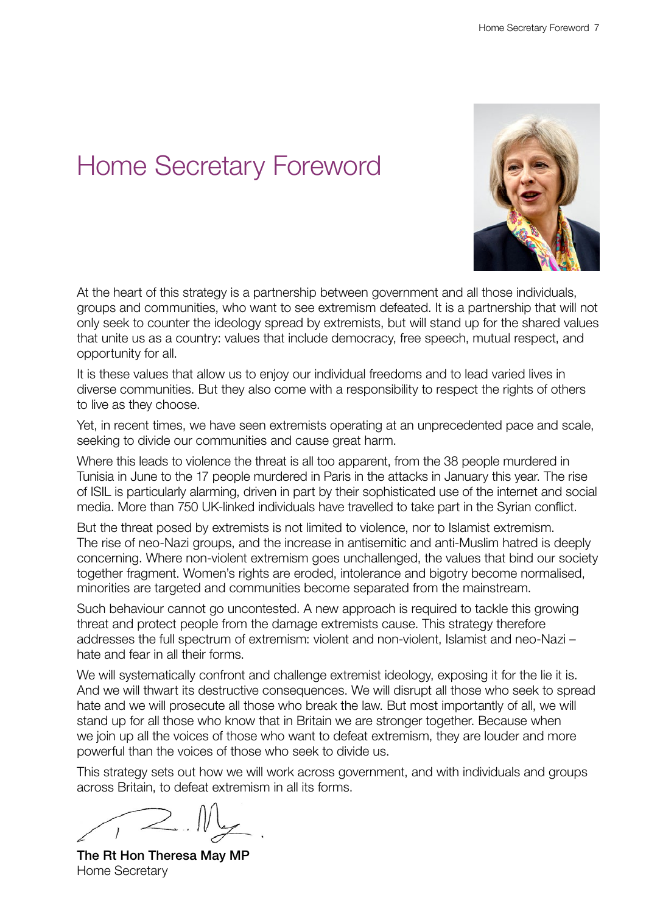# Home Secretary Foreword

At the heart of this strategy is a partnership between government and all those individuals, groups and communities, who want to see extremism defeated. It is a partnership that will not only seek to counter the ideology spread by extremists, but will stand up for the shared values that unite us as a country: values that include democracy, free speech, mutual respect, and opportunity for all.

It is these values that allow us to enjoy our individual freedoms and to lead varied lives in diverse communities. But they also come with a responsibility to respect the rights of others to live as they choose.

Yet, in recent times, we have seen extremists operating at an unprecedented pace and scale, seeking to divide our communities and cause great harm.

Where this leads to violence the threat is all too apparent, from the 38 people murdered in Tunisia in June to the 17 people murdered in Paris in the attacks in January this year. The rise of ISIL is particularly alarming, driven in part by their sophisticated use of the internet and social media. More than 750 UK-linked individuals have travelled to take part in the Syrian conflict.

But the threat posed by extremists is not limited to violence, nor to Islamist extremism. The rise of neo-Nazi groups, and the increase in antisemitic and anti-Muslim hatred is deeply concerning. Where non-violent extremism goes unchallenged, the values that bind our society together fragment. Women's rights are eroded, intolerance and bigotry become normalised, minorities are targeted and communities become separated from the mainstream.

Such behaviour cannot go uncontested. A new approach is required to tackle this growing threat and protect people from the damage extremists cause. This strategy therefore addresses the full spectrum of extremism: violent and non-violent, Islamist and neo-Nazi – hate and fear in all their forms.

We will systematically confront and challenge extremist ideology, exposing it for the lie it is. And we will thwart its destructive consequences. We will disrupt all those who seek to spread hate and we will prosecute all those who break the law. But most importantly of all, we will stand up for all those who know that in Britain we are stronger together. Because when we join up all the voices of those who want to defeat extremism, they are louder and more powerful than the voices of those who seek to divide us.

This strategy sets out how we will work across government, and with individuals and groups across Britain, to defeat extremism in all its forms.

**The Rt Hon Theresa May MP**
Home Secretary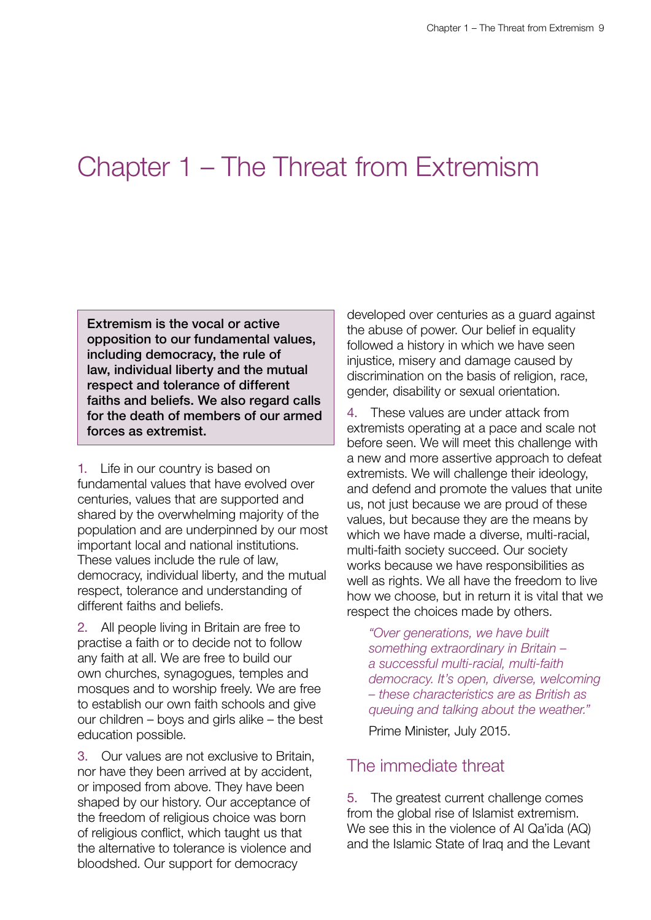# Chapter 1 – The Threat from Extremism

**Extremism is the vocal or active opposition to our fundamental values, including democracy, the rule of law, individual liberty and the mutual respect and tolerance of different faiths and beliefs. We also regard calls for the death of members of our armed forces as extremist.**

1. Life in our country is based on fundamental values that have evolved over centuries, values that are supported and shared by the overwhelming majority of the population and are underpinned by our most important local and national institutions. These values include the rule of law, democracy, individual liberty, and the mutual respect, tolerance and understanding of different faiths and beliefs.

2. All people living in Britain are free to practise a faith or to decide not to follow any faith at all. We are free to build our own churches, synagogues, temples and mosques and to worship freely. We are free to establish our own faith schools and give our children – boys and girls alike – the best education possible.

3. Our values are not exclusive to Britain, nor have they been arrived at by accident, or imposed from above. They have been shaped by our history. Our acceptance of the freedom of religious choice was born of religious conflict, which taught us that the alternative to tolerance is violence and bloodshed. Our support for democracy developed over centuries as a guard against the abuse of power. Our belief in equality followed a history in which we have seen injustice, misery and damage caused by discrimination on the basis of religion, race, gender, disability or sexual orientation.

4. These values are under attack from extremists operating at a pace and scale not before seen. We will meet this challenge with a new and more assertive approach to defeat extremists. We will challenge their ideology, and defend and promote the values that unite us, not just because we are proud of these values, but because they are the means by which we have made a diverse, multi-racial, multi-faith society succeed. Our society works because we have responsibilities as well as rights. We all have the freedom to live how we choose, but in return it is vital that we respect the choices made by others.

> *"Over generations, we have built something extraordinary in Britain – a successful multi-racial, multi-faith democracy. It's open, diverse, welcoming – these characteristics are as British as queuing and talking about the weather."*
>
> Prime Minister, July 2015.

## The immediate threat

5. The greatest current challenge comes from the global rise of Islamist extremism. We see this in the violence of Al Qa'ida (AQ) and the Islamic State of Iraq and the Levant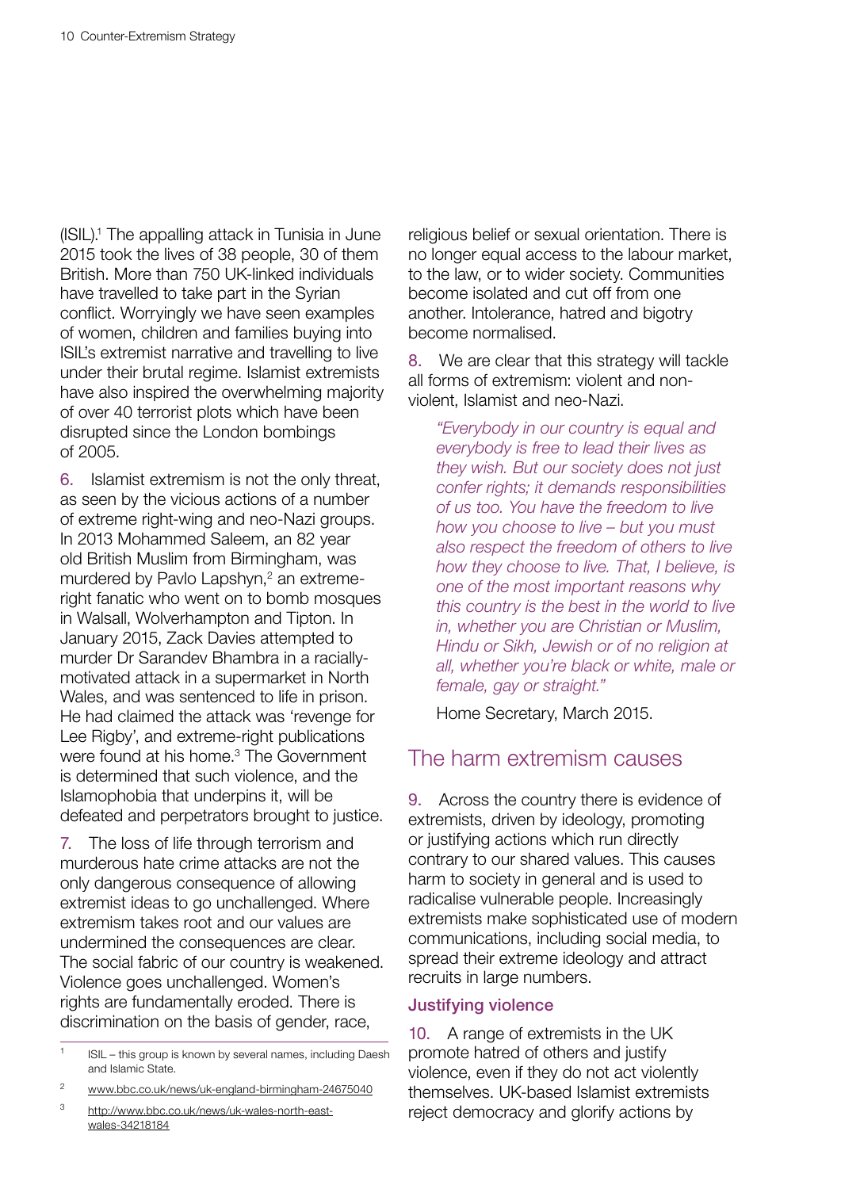(ISIL).[1] The appalling attack in Tunisia in June 2015 took the lives of 38 people, 30 of them British. More than 750 UK-linked individuals have travelled to take part in the Syrian conflict. Worryingly we have seen examples of women, children and families buying into ISIL's extremist narrative and travelling to live under their brutal regime. Islamist extremists have also inspired the overwhelming majority of over 40 terrorist plots which have been disrupted since the London bombings of 2005.

6. Islamist extremism is not the only threat, as seen by the vicious actions of a number of extreme right-wing and neo-Nazi groups. In 2013 Mohammed Saleem, an 82 year old British Muslim from Birmingham, was murdered by Pavlo Lapshyn,[2] an extreme-right fanatic who went on to bomb mosques in Walsall, Wolverhampton and Tipton. In January 2015, Zack Davies attempted to murder Dr Sarandev Bhambra in a racially-motivated attack in a supermarket in North Wales, and was sentenced to life in prison. He had claimed the attack was 'revenge for Lee Rigby', and extreme-right publications were found at his home.[3] The Government is determined that such violence, and the Islamophobia that underpins it, will be defeated and perpetrators brought to justice.

7. The loss of life through terrorism and murderous hate crime attacks are not the only dangerous consequence of allowing extremist ideas to go unchallenged. Where extremism takes root and our values are undermined the consequences are clear. The social fabric of our country is weakened. Violence goes unchallenged. Women's rights are fundamentally eroded. There is discrimination on the basis of gender, race, religious belief or sexual orientation. There is no longer equal access to the labour market, to the law, or to wider society. Communities become isolated and cut off from one another. Intolerance, hatred and bigotry become normalised.

8. We are clear that this strategy will tackle all forms of extremism: violent and non-violent, Islamist and neo-Nazi.

> *"Everybody in our country is equal and everybody is free to lead their lives as they wish. But our society does not just confer rights; it demands responsibilities of us too. You have the freedom to live how you choose to live – but you must also respect the freedom of others to live how they choose to live. That, I believe, is one of the most important reasons why this country is the best in the world to live in, whether you are Christian or Muslim, Hindu or Sikh, Jewish or of no religion at all, whether you're black or white, male or female, gay or straight."*
>
> Home Secretary, March 2015.

## The harm extremism causes

9. Across the country there is evidence of extremists, driven by ideology, promoting or justifying actions which run directly contrary to our shared values. This causes harm to society in general and is used to radicalise vulnerable people. Increasingly extremists make sophisticated use of modern communications, including social media, to spread their extreme ideology and attract recruits in large numbers.

### Justifying violence

10. A range of extremists in the UK promote hatred of others and justify violence, even if they do not act violently themselves. UK-based Islamist extremists reject democracy and glorify actions by

---

[1] ISIL – this group is known by several names, including Daesh and Islamic State.

[2] www.bbc.co.uk/news/uk-england-birmingham-24675040

[3] http://www.bbc.co.uk/news/uk-wales-north-east-wales-34218184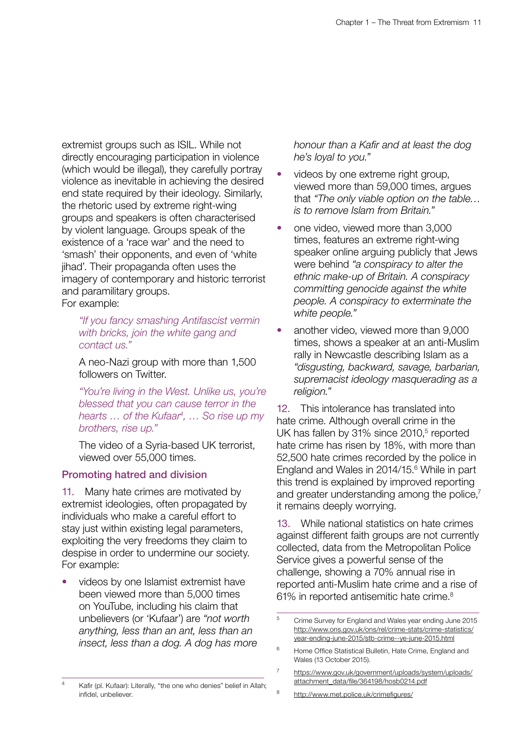extremist groups such as ISIL. While not directly encouraging participation in violence (which would be illegal), they carefully portray violence as inevitable in achieving the desired end state required by their ideology. Similarly, the rhetoric used by extreme right-wing groups and speakers is often characterised by violent language. Groups speak of the existence of a 'race war' and the need to 'smash' their opponents, and even of 'white jihad'. Their propaganda often uses the imagery of contemporary and historic terrorist and paramilitary groups.
For example:

> *"If you fancy smashing Antifascist vermin with bricks, join the white gang and contact us."*
>
> A neo-Nazi group with more than 1,500 followers on Twitter.
>
> *"You're living in the West. Unlike us, you're blessed that you can cause terror in the hearts … of the Kufaar[4], … So rise up my brothers, rise up."*
>
> The video of a Syria-based UK terrorist, viewed over 55,000 times.

### Promoting hatred and division

11. Many hate crimes are motivated by extremist ideologies, often propagated by individuals who make a careful effort to stay just within existing legal parameters, exploiting the very freedoms they claim to despise in order to undermine our society. For example:

- videos by one Islamist extremist have been viewed more than 5,000 times on YouTube, including his claim that unbelievers (or 'Kufaar') are *"not worth anything, less than an ant, less than an insect, less than a dog. A dog has more honour than a Kafir and at least the dog he's loyal to you."*
- videos by one extreme right group, viewed more than 59,000 times, argues that *"The only viable option on the table… is to remove Islam from Britain."*
- one video, viewed more than 3,000 times, features an extreme right-wing speaker online arguing publicly that Jews were behind *"a conspiracy to alter the ethnic make-up of Britain. A conspiracy committing genocide against the white people. A conspiracy to exterminate the white people."*
- another video, viewed more than 9,000 times, shows a speaker at an anti-Muslim rally in Newcastle describing Islam as a *"disgusting, backward, savage, barbarian, supremacist ideology masquerading as a religion."*

12. This intolerance has translated into hate crime. Although overall crime in the UK has fallen by 31% since 2010,[5] reported hate crime has risen by 18%, with more than 52,500 hate crimes recorded by the police in England and Wales in 2014/15.[6] While in part this trend is explained by improved reporting and greater understanding among the police,[7] it remains deeply worrying.

13. While national statistics on hate crimes against different faith groups are not currently collected, data from the Metropolitan Police Service gives a powerful sense of the challenge, showing a 70% annual rise in reported anti-Muslim hate crime and a rise of 61% in reported antisemitic hate crime.[8]

---

[4] Kafir (pl. Kufaar): Literally, "the one who denies" belief in Allah; infidel, unbeliever.

[5] Crime Survey for England and Wales year ending June 2015 http://www.ons.gov.uk/ons/rel/crime-stats/crime-statistics/year-ending-june-2015/stb-crime--ye-june-2015.html

[6] Home Office Statistical Bulletin, Hate Crime, England and Wales (13 October 2015).

[7] https://www.gov.uk/government/uploads/system/uploads/attachment_data/file/364198/hosb0214.pdf

[8] http://www.met.police.uk/crimefigures/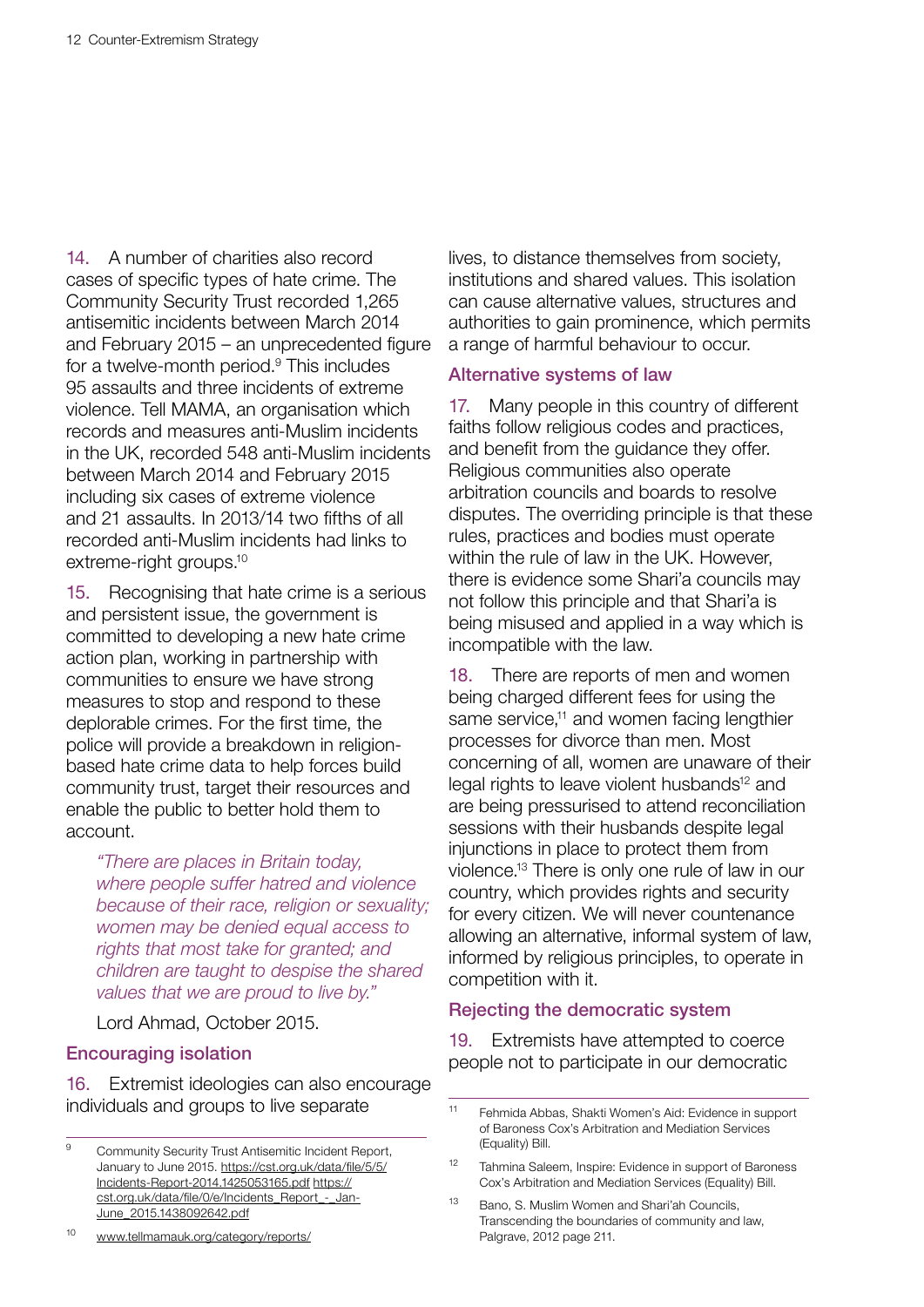14. A number of charities also record cases of specific types of hate crime. The Community Security Trust recorded 1,265 antisemitic incidents between March 2014 and February 2015 – an unprecedented figure for a twelve-month period.[9] This includes 95 assaults and three incidents of extreme violence. Tell MAMA, an organisation which records and measures anti-Muslim incidents in the UK, recorded 548 anti-Muslim incidents between March 2014 and February 2015 including six cases of extreme violence and 21 assaults. In 2013/14 two fifths of all recorded anti-Muslim incidents had links to extreme-right groups.[10]

15. Recognising that hate crime is a serious and persistent issue, the government is committed to developing a new hate crime action plan, working in partnership with communities to ensure we have strong measures to stop and respond to these deplorable crimes. For the first time, the police will provide a breakdown in religion-based hate crime data to help forces build community trust, target their resources and enable the public to better hold them to account.

> *"There are places in Britain today, where people suffer hatred and violence because of their race, religion or sexuality; women may be denied equal access to rights that most take for granted; and children are taught to despise the shared values that we are proud to live by."*
>
> Lord Ahmad, October 2015.

### Encouraging isolation

16. Extremist ideologies can also encourage individuals and groups to live separate lives, to distance themselves from society, institutions and shared values. This isolation can cause alternative values, structures and authorities to gain prominence, which permits a range of harmful behaviour to occur.

### Alternative systems of law

17. Many people in this country of different faiths follow religious codes and practices, and benefit from the guidance they offer. Religious communities also operate arbitration councils and boards to resolve disputes. The overriding principle is that these rules, practices and bodies must operate within the rule of law in the UK. However, there is evidence some Shari'a councils may not follow this principle and that Shari'a is being misused and applied in a way which is incompatible with the law.

18. There are reports of men and women being charged different fees for using the same service,[11] and women facing lengthier processes for divorce than men. Most concerning of all, women are unaware of their legal rights to leave violent husbands[12] and are being pressurised to attend reconciliation sessions with their husbands despite legal injunctions in place to protect them from violence.[13] There is only one rule of law in our country, which provides rights and security for every citizen. We will never countenance allowing an alternative, informal system of law, informed by religious principles, to operate in competition with it.

### Rejecting the democratic system

19. Extremists have attempted to coerce people not to participate in our democratic

---

[9] Community Security Trust Antisemitic Incident Report, January to June 2015. https://cst.org.uk/data/file/5/5/Incidents-Report-2014.1425053165.pdf https://cst.org.uk/data/file/0/e/Incidents_Report_-_Jan-June_2015.1438092642.pdf

[10] www.tellmamauk.org/category/reports/

[11] Fehmida Abbas, Shakti Women's Aid: Evidence in support of Baroness Cox's Arbitration and Mediation Services (Equality) Bill.

[12] Tahmina Saleem, Inspire: Evidence in support of Baroness Cox's Arbitration and Mediation Services (Equality) Bill.

[13] Bano, S. Muslim Women and Shari'ah Councils, Transcending the boundaries of community and law, Palgrave, 2012 page 211.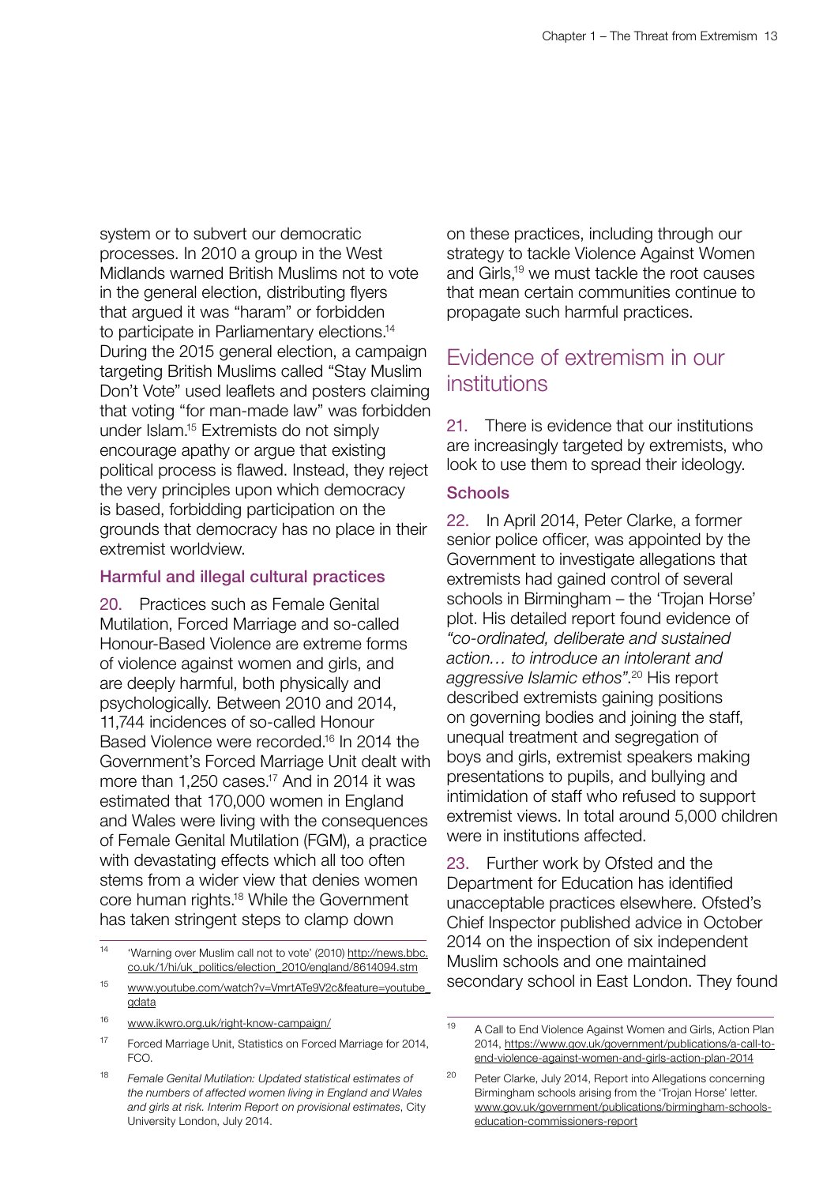system or to subvert our democratic processes. In 2010 a group in the West Midlands warned British Muslims not to vote in the general election, distributing flyers that argued it was "haram" or forbidden to participate in Parliamentary elections.[14] During the 2015 general election, a campaign targeting British Muslims called "Stay Muslim Don't Vote" used leaflets and posters claiming that voting "for man-made law" was forbidden under Islam.[15] Extremists do not simply encourage apathy or argue that existing political process is flawed. Instead, they reject the very principles upon which democracy is based, forbidding participation on the grounds that democracy has no place in their extremist worldview.

### Harmful and illegal cultural practices

20. Practices such as Female Genital Mutilation, Forced Marriage and so-called Honour-Based Violence are extreme forms of violence against women and girls, and are deeply harmful, both physically and psychologically. Between 2010 and 2014, 11,744 incidences of so-called Honour Based Violence were recorded.[16] In 2014 the Government's Forced Marriage Unit dealt with more than 1,250 cases.[17] And in 2014 it was estimated that 170,000 women in England and Wales were living with the consequences of Female Genital Mutilation (FGM), a practice with devastating effects which all too often stems from a wider view that denies women core human rights.[18] While the Government has taken stringent steps to clamp down on these practices, including through our strategy to tackle Violence Against Women and Girls,[19] we must tackle the root causes that mean certain communities continue to propagate such harmful practices.

## Evidence of extremism in our institutions

21. There is evidence that our institutions are increasingly targeted by extremists, who look to use them to spread their ideology.

### Schools

22. In April 2014, Peter Clarke, a former senior police officer, was appointed by the Government to investigate allegations that extremists had gained control of several schools in Birmingham – the 'Trojan Horse' plot. His detailed report found evidence of *"co-ordinated, deliberate and sustained action… to introduce an intolerant and aggressive Islamic ethos"*.[20] His report described extremists gaining positions on governing bodies and joining the staff, unequal treatment and segregation of boys and girls, extremist speakers making presentations to pupils, and bullying and intimidation of staff who refused to support extremist views. In total around 5,000 children were in institutions affected.

23. Further work by Ofsted and the Department for Education has identified unacceptable practices elsewhere. Ofsted's Chief Inspector published advice in October 2014 on the inspection of six independent Muslim schools and one maintained secondary school in East London. They found

---

14 'Warning over Muslim call not to vote' (2010) http://news.bbc.co.uk/1/hi/uk_politics/election_2010/england/8614094.stm

15 www.youtube.com/watch?v=VmrtATe9V2c&feature=youtube_gdata

16 www.ikwro.org.uk/right-know-campaign/

17 Forced Marriage Unit, Statistics on Forced Marriage for 2014, FCO.

18 *Female Genital Mutilation: Updated statistical estimates of the numbers of affected women living in England and Wales and girls at risk. Interim Report on provisional estimates*, City University London, July 2014.

19 A Call to End Violence Against Women and Girls, Action Plan 2014, https://www.gov.uk/government/publications/a-call-to-end-violence-against-women-and-girls-action-plan-2014

20 Peter Clarke, July 2014, Report into Allegations concerning Birmingham schools arising from the 'Trojan Horse' letter. www.gov.uk/government/publications/birmingham-schools-education-commissioners-report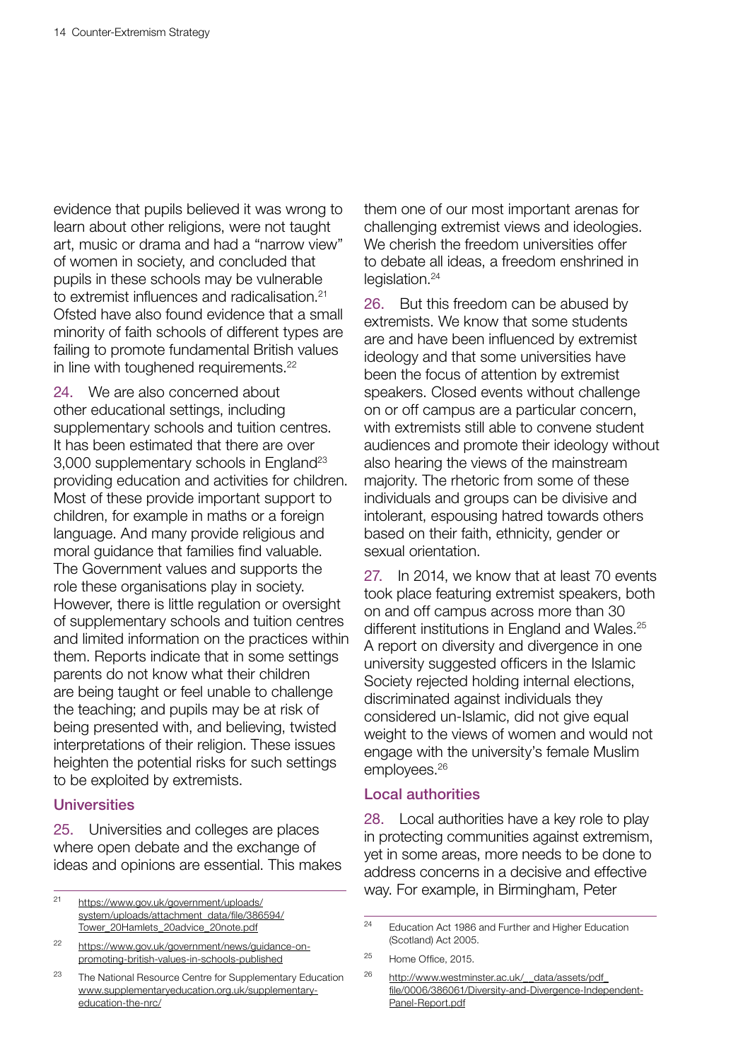evidence that pupils believed it was wrong to learn about other religions, were not taught art, music or drama and had a "narrow view" of women in society, and concluded that pupils in these schools may be vulnerable to extremist influences and radicalisation.[21] Ofsted have also found evidence that a small minority of faith schools of different types are failing to promote fundamental British values in line with toughened requirements.[22]

24. We are also concerned about other educational settings, including supplementary schools and tuition centres. It has been estimated that there are over 3,000 supplementary schools in England[23] providing education and activities for children. Most of these provide important support to children, for example in maths or a foreign language. And many provide religious and moral guidance that families find valuable. The Government values and supports the role these organisations play in society. However, there is little regulation or oversight of supplementary schools and tuition centres and limited information on the practices within them. Reports indicate that in some settings parents do not know what their children are being taught or feel unable to challenge the teaching; and pupils may be at risk of being presented with, and believing, twisted interpretations of their religion. These issues heighten the potential risks for such settings to be exploited by extremists.

### Universities

25. Universities and colleges are places where open debate and the exchange of ideas and opinions are essential. This makes them one of our most important arenas for challenging extremist views and ideologies. We cherish the freedom universities offer to debate all ideas, a freedom enshrined in legislation.[24]

26. But this freedom can be abused by extremists. We know that some students are and have been influenced by extremist ideology and that some universities have been the focus of attention by extremist speakers. Closed events without challenge on or off campus are a particular concern, with extremists still able to convene student audiences and promote their ideology without also hearing the views of the mainstream majority. The rhetoric from some of these individuals and groups can be divisive and intolerant, espousing hatred towards others based on their faith, ethnicity, gender or sexual orientation.

27. In 2014, we know that at least 70 events took place featuring extremist speakers, both on and off campus across more than 30 different institutions in England and Wales.[25] A report on diversity and divergence in one university suggested officers in the Islamic Society rejected holding internal elections, discriminated against individuals they considered un-Islamic, did not give equal weight to the views of women and would not engage with the university's female Muslim employees.[26]

### Local authorities

28. Local authorities have a key role to play in protecting communities against extremism, yet in some areas, more needs to be done to address concerns in a decisive and effective way. For example, in Birmingham, Peter

---

[21] https://www.gov.uk/government/uploads/system/uploads/attachment_data/file/386594/Tower_20Hamlets_20advice_20note.pdf

[22] https://www.gov.uk/government/news/guidance-on-promoting-british-values-in-schools-published

[23] The National Resource Centre for Supplementary Education www.supplementaryeducation.org.uk/supplementary-education-the-nrc/

[24] Education Act 1986 and Further and Higher Education (Scotland) Act 2005.

[25] Home Office, 2015.

[26] http://www.westminster.ac.uk/__data/assets/pdf_file/0006/386061/Diversity-and-Divergence-Independent-Panel-Report.pdf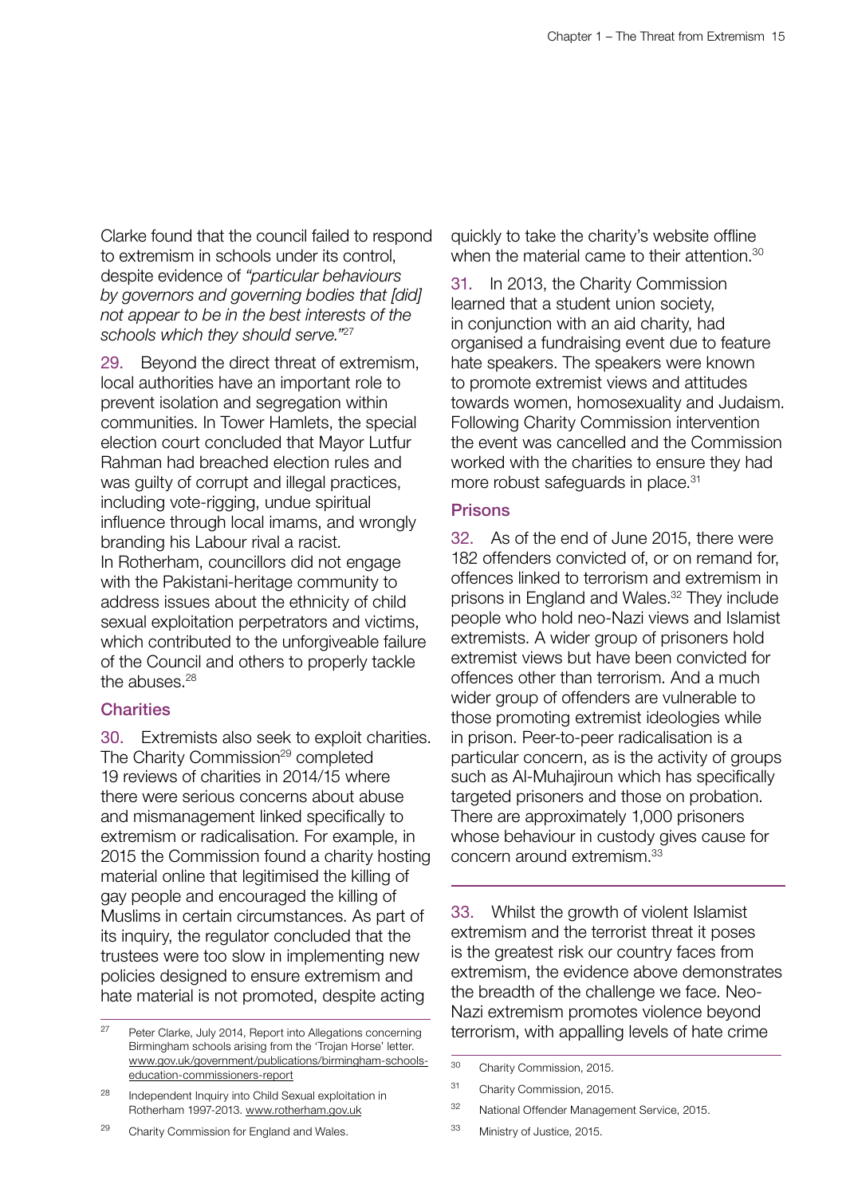Clarke found that the council failed to respond to extremism in schools under its control, despite evidence of *"particular behaviours by governors and governing bodies that [did] not appear to be in the best interests of the schools which they should serve."*[27]

29. Beyond the direct threat of extremism, local authorities have an important role to prevent isolation and segregation within communities. In Tower Hamlets, the special election court concluded that Mayor Lutfur Rahman had breached election rules and was guilty of corrupt and illegal practices, including vote-rigging, undue spiritual influence through local imams, and wrongly branding his Labour rival a racist. In Rotherham, councillors did not engage with the Pakistani-heritage community to address issues about the ethnicity of child sexual exploitation perpetrators and victims, which contributed to the unforgiveable failure of the Council and others to properly tackle the abuses.[28]

### Charities

30. Extremists also seek to exploit charities. The Charity Commission[29] completed 19 reviews of charities in 2014/15 where there were serious concerns about abuse and mismanagement linked specifically to extremism or radicalisation. For example, in 2015 the Commission found a charity hosting material online that legitimised the killing of gay people and encouraged the killing of Muslims in certain circumstances. As part of its inquiry, the regulator concluded that the trustees were too slow in implementing new policies designed to ensure extremism and hate material is not promoted, despite acting quickly to take the charity's website offline when the material came to their attention.[30]

31. In 2013, the Charity Commission learned that a student union society, in conjunction with an aid charity, had organised a fundraising event due to feature hate speakers. The speakers were known to promote extremist views and attitudes towards women, homosexuality and Judaism. Following Charity Commission intervention the event was cancelled and the Commission worked with the charities to ensure they had more robust safeguards in place.[31]

### Prisons

32. As of the end of June 2015, there were 182 offenders convicted of, or on remand for, offences linked to terrorism and extremism in prisons in England and Wales.[32] They include people who hold neo-Nazi views and Islamist extremists. A wider group of prisoners hold extremist views but have been convicted for offences other than terrorism. And a much wider group of offenders are vulnerable to those promoting extremist ideologies while in prison. Peer-to-peer radicalisation is a particular concern, as is the activity of groups such as Al-Muhajiroun which has specifically targeted prisoners and those on probation. There are approximately 1,000 prisoners whose behaviour in custody gives cause for concern around extremism.[33]

33. Whilst the growth of violent Islamist extremism and the terrorist threat it poses is the greatest risk our country faces from extremism, the evidence above demonstrates the breadth of the challenge we face. Neo-Nazi extremism promotes violence beyond terrorism, with appalling levels of hate crime

---

[27] Peter Clarke, July 2014, Report into Allegations concerning Birmingham schools arising from the 'Trojan Horse' letter. www.gov.uk/government/publications/birmingham-schools-education-commissioners-report

[28] Independent Inquiry into Child Sexual exploitation in Rotherham 1997-2013. www.rotherham.gov.uk

[29] Charity Commission for England and Wales.

[30] Charity Commission, 2015.

[31] Charity Commission, 2015.

[32] National Offender Management Service, 2015.

[33] Ministry of Justice, 2015.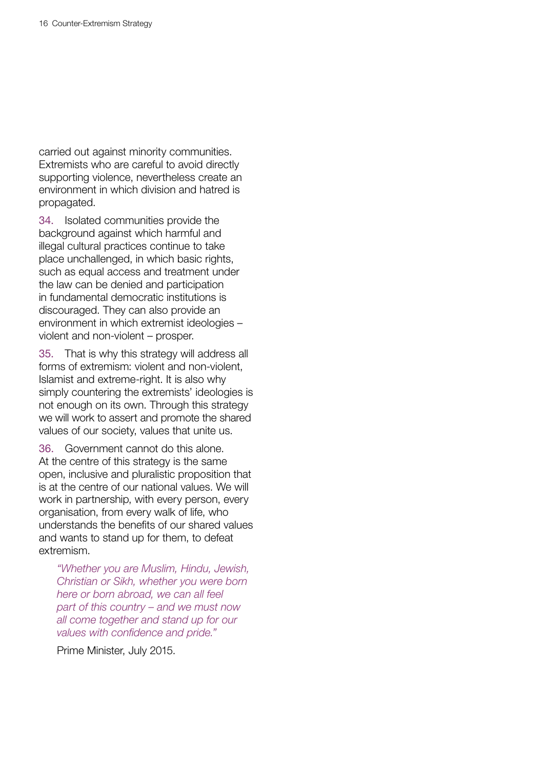carried out against minority communities. Extremists who are careful to avoid directly supporting violence, nevertheless create an environment in which division and hatred is propagated.

34. Isolated communities provide the background against which harmful and illegal cultural practices continue to take place unchallenged, in which basic rights, such as equal access and treatment under the law can be denied and participation in fundamental democratic institutions is discouraged. They can also provide an environment in which extremist ideologies – violent and non-violent – prosper.

35. That is why this strategy will address all forms of extremism: violent and non-violent, Islamist and extreme-right. It is also why simply countering the extremists' ideologies is not enough on its own. Through this strategy we will work to assert and promote the shared values of our society, values that unite us.

36. Government cannot do this alone. At the centre of this strategy is the same open, inclusive and pluralistic proposition that is at the centre of our national values. We will work in partnership, with every person, every organisation, from every walk of life, who understands the benefits of our shared values and wants to stand up for them, to defeat extremism.

> *"Whether you are Muslim, Hindu, Jewish, Christian or Sikh, whether you were born here or born abroad, we can all feel part of this country – and we must now all come together and stand up for our values with confidence and pride."*
>
> Prime Minister, July 2015.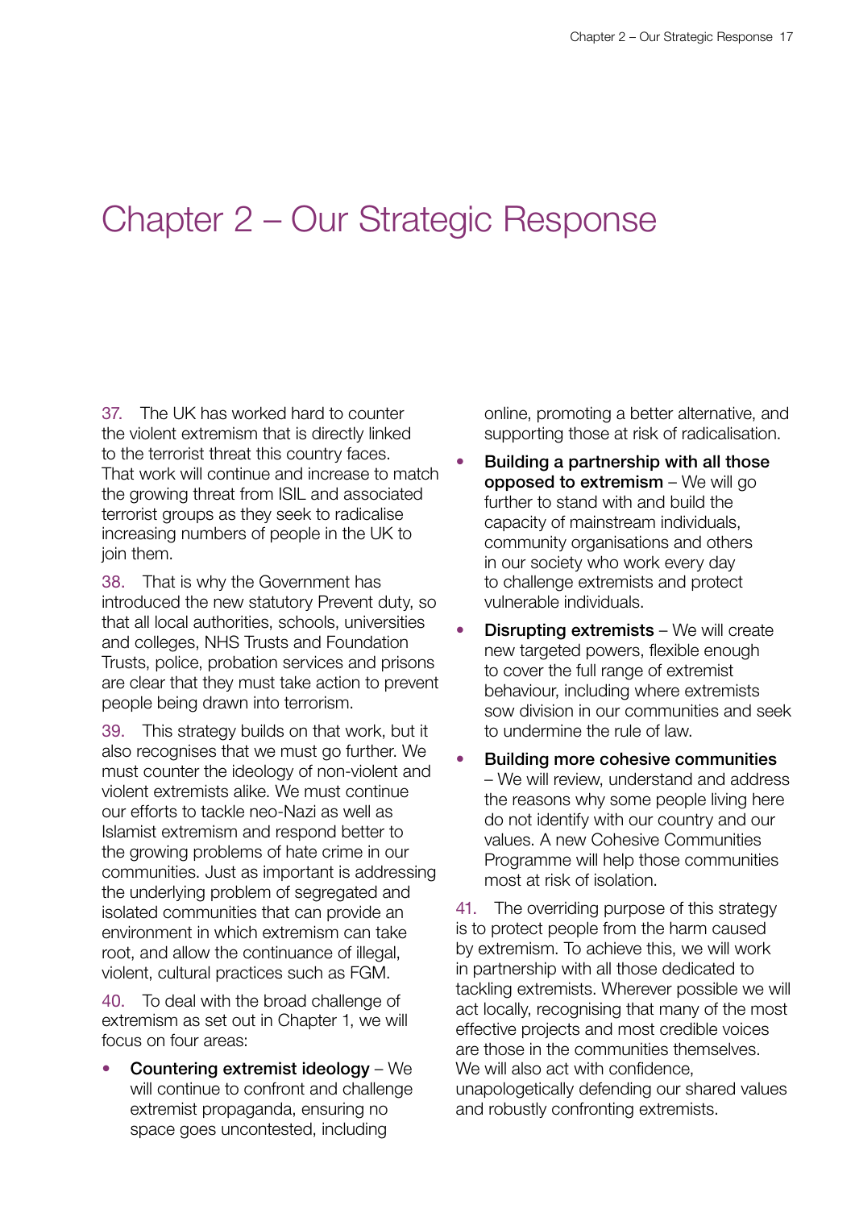# Chapter 2 – Our Strategic Response

37. The UK has worked hard to counter the violent extremism that is directly linked to the terrorist threat this country faces. That work will continue and increase to match the growing threat from ISIL and associated terrorist groups as they seek to radicalise increasing numbers of people in the UK to join them.

38. That is why the Government has introduced the new statutory Prevent duty, so that all local authorities, schools, universities and colleges, NHS Trusts and Foundation Trusts, police, probation services and prisons are clear that they must take action to prevent people being drawn into terrorism.

39. This strategy builds on that work, but it also recognises that we must go further. We must counter the ideology of non-violent and violent extremists alike. We must continue our efforts to tackle neo-Nazi as well as Islamist extremism and respond better to the growing problems of hate crime in our communities. Just as important is addressing the underlying problem of segregated and isolated communities that can provide an environment in which extremism can take root, and allow the continuance of illegal, violent, cultural practices such as FGM.

40. To deal with the broad challenge of extremism as set out in Chapter 1, we will focus on four areas:

- **Countering extremist ideology** – We will continue to confront and challenge extremist propaganda, ensuring no space goes uncontested, including online, promoting a better alternative, and supporting those at risk of radicalisation.
- **Building a partnership with all those opposed to extremism** – We will go further to stand with and build the capacity of mainstream individuals, community organisations and others in our society who work every day to challenge extremists and protect vulnerable individuals.
- **Disrupting extremists** – We will create new targeted powers, flexible enough to cover the full range of extremist behaviour, including where extremists sow division in our communities and seek to undermine the rule of law.
- **Building more cohesive communities** – We will review, understand and address the reasons why some people living here do not identify with our country and our values. A new Cohesive Communities Programme will help those communities most at risk of isolation.

41. The overriding purpose of this strategy is to protect people from the harm caused by extremism. To achieve this, we will work in partnership with all those dedicated to tackling extremists. Wherever possible we will act locally, recognising that many of the most effective projects and most credible voices are those in the communities themselves. We will also act with confidence, unapologetically defending our shared values and robustly confronting extremists.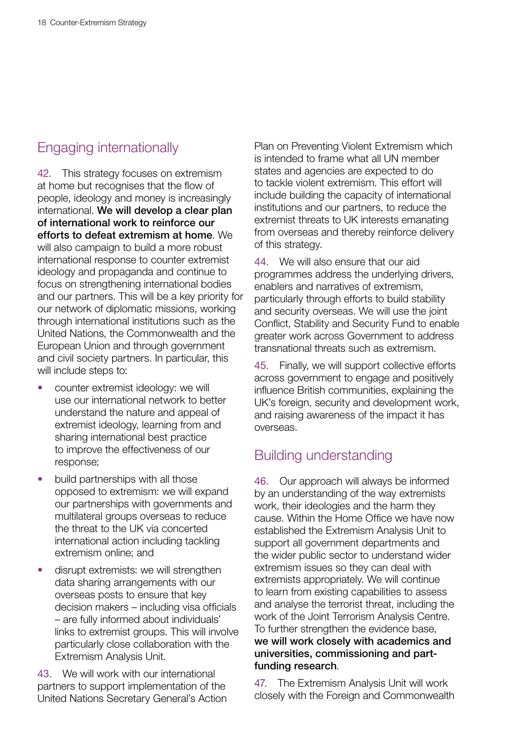## Engaging internationally

42. This strategy focuses on extremism at home but recognises that the flow of people, ideology and money is increasingly international. **We will develop a clear plan of international work to reinforce our efforts to defeat extremism at home**. We will also campaign to build a more robust international response to counter extremist ideology and propaganda and continue to focus on strengthening international bodies and our partners. This will be a key priority for our network of diplomatic missions, working through international institutions such as the United Nations, the Commonwealth and the European Union and through government and civil society partners. In particular, this will include steps to:

- counter extremist ideology: we will use our international network to better understand the nature and appeal of extremist ideology, learning from and sharing international best practice to improve the effectiveness of our response;
- build partnerships with all those opposed to extremism: we will expand our partnerships with governments and multilateral groups overseas to reduce the threat to the UK via concerted international action including tackling extremism online; and
- disrupt extremists: we will strengthen data sharing arrangements with our overseas posts to ensure that key decision makers – including visa officials – are fully informed about individuals' links to extremist groups. This will involve particularly close collaboration with the Extremism Analysis Unit.

43. We will work with our international partners to support implementation of the United Nations Secretary General's Action Plan on Preventing Violent Extremism which is intended to frame what all UN member states and agencies are expected to do to tackle violent extremism. This effort will include building the capacity of international institutions and our partners, to reduce the extremist threats to UK interests emanating from overseas and thereby reinforce delivery of this strategy.

44. We will also ensure that our aid programmes address the underlying drivers, enablers and narratives of extremism, particularly through efforts to build stability and security overseas. We will use the joint Conflict, Stability and Security Fund to enable greater work across Government to address transnational threats such as extremism.

45. Finally, we will support collective efforts across government to engage and positively influence British communities, explaining the UK's foreign, security and development work, and raising awareness of the impact it has overseas.

## Building understanding

46. Our approach will always be informed by an understanding of the way extremists work, their ideologies and the harm they cause. Within the Home Office we have now established the Extremism Analysis Unit to support all government departments and the wider public sector to understand wider extremism issues so they can deal with extremists appropriately. We will continue to learn from existing capabilities to assess and analyse the terrorist threat, including the work of the Joint Terrorism Analysis Centre. To further strengthen the evidence base, **we will work closely with academics and universities, commissioning and part-funding research**.

47. The Extremism Analysis Unit will work closely with the Foreign and Commonwealth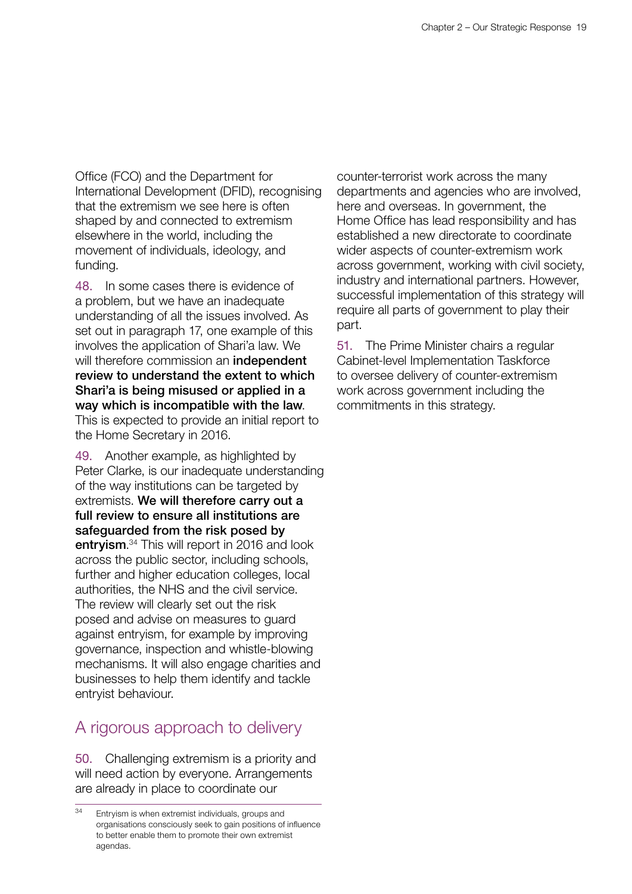Office (FCO) and the Department for International Development (DFID), recognising that the extremism we see here is often shaped by and connected to extremism elsewhere in the world, including the movement of individuals, ideology, and funding.

48. In some cases there is evidence of a problem, but we have an inadequate understanding of all the issues involved. As set out in paragraph 17, one example of this involves the application of Shari'a law. We will therefore commission an **independent review to understand the extent to which Shari'a is being misused or applied in a way which is incompatible with the law**. This is expected to provide an initial report to the Home Secretary in 2016.

49. Another example, as highlighted by Peter Clarke, is our inadequate understanding of the way institutions can be targeted by extremists. **We will therefore carry out a full review to ensure all institutions are safeguarded from the risk posed by entryism**.[34] This will report in 2016 and look across the public sector, including schools, further and higher education colleges, local authorities, the NHS and the civil service. The review will clearly set out the risk posed and advise on measures to guard against entryism, for example by improving governance, inspection and whistle-blowing mechanisms. It will also engage charities and businesses to help them identify and tackle entryist behaviour.

## A rigorous approach to delivery

50. Challenging extremism is a priority and will need action by everyone. Arrangements are already in place to coordinate our counter-terrorist work across the many departments and agencies who are involved, here and overseas. In government, the Home Office has lead responsibility and has established a new directorate to coordinate wider aspects of counter-extremism work across government, working with civil society, industry and international partners. However, successful implementation of this strategy will require all parts of government to play their part.

51. The Prime Minister chairs a regular Cabinet-level Implementation Taskforce to oversee delivery of counter-extremism work across government including the commitments in this strategy.

---

[34] Entryism is when extremist individuals, groups and organisations consciously seek to gain positions of influence to better enable them to promote their own extremist agendas.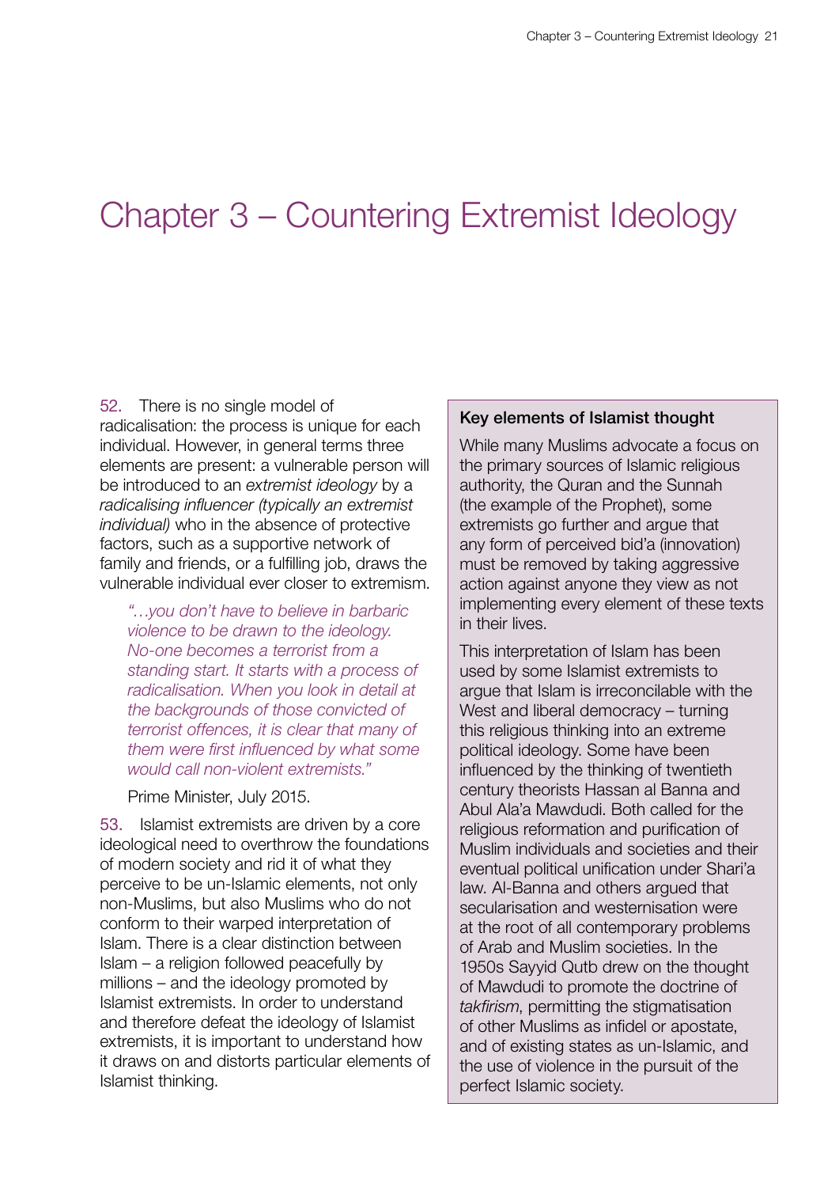# Chapter 3 – Countering Extremist Ideology

52. There is no single model of radicalisation: the process is unique for each individual. However, in general terms three elements are present: a vulnerable person will be introduced to an *extremist ideology* by a *radicalising influencer (typically an extremist individual)* who in the absence of protective factors, such as a supportive network of family and friends, or a fulfilling job, draws the vulnerable individual ever closer to extremism.

> *"…you don't have to believe in barbaric violence to be drawn to the ideology. No-one becomes a terrorist from a standing start. It starts with a process of radicalisation. When you look in detail at the backgrounds of those convicted of terrorist offences, it is clear that many of them were first influenced by what some would call non-violent extremists."*
>
> Prime Minister, July 2015.

53. Islamist extremists are driven by a core ideological need to overthrow the foundations of modern society and rid it of what they perceive to be un-Islamic elements, not only non-Muslims, but also Muslims who do not conform to their warped interpretation of Islam. There is a clear distinction between Islam – a religion followed peacefully by millions – and the ideology promoted by Islamist extremists. In order to understand and therefore defeat the ideology of Islamist extremists, it is important to understand how it draws on and distorts particular elements of Islamist thinking.

**Key elements of Islamist thought**

While many Muslims advocate a focus on the primary sources of Islamic religious authority, the Quran and the Sunnah (the example of the Prophet), some extremists go further and argue that any form of perceived bid'a (innovation) must be removed by taking aggressive action against anyone they view as not implementing every element of these texts in their lives.

This interpretation of Islam has been used by some Islamist extremists to argue that Islam is irreconcilable with the West and liberal democracy – turning this religious thinking into an extreme political ideology. Some have been influenced by the thinking of twentieth century theorists Hassan al Banna and Abul Ala'a Mawdudi. Both called for the religious reformation and purification of Muslim individuals and societies and their eventual political unification under Shari'a law. Al-Banna and others argued that secularisation and westernisation were at the root of all contemporary problems of Arab and Muslim societies. In the 1950s Sayyid Qutb drew on the thought of Mawdudi to promote the doctrine of *takfirism*, permitting the stigmatisation of other Muslims as infidel or apostate, and of existing states as un-Islamic, and the use of violence in the pursuit of the perfect Islamic society.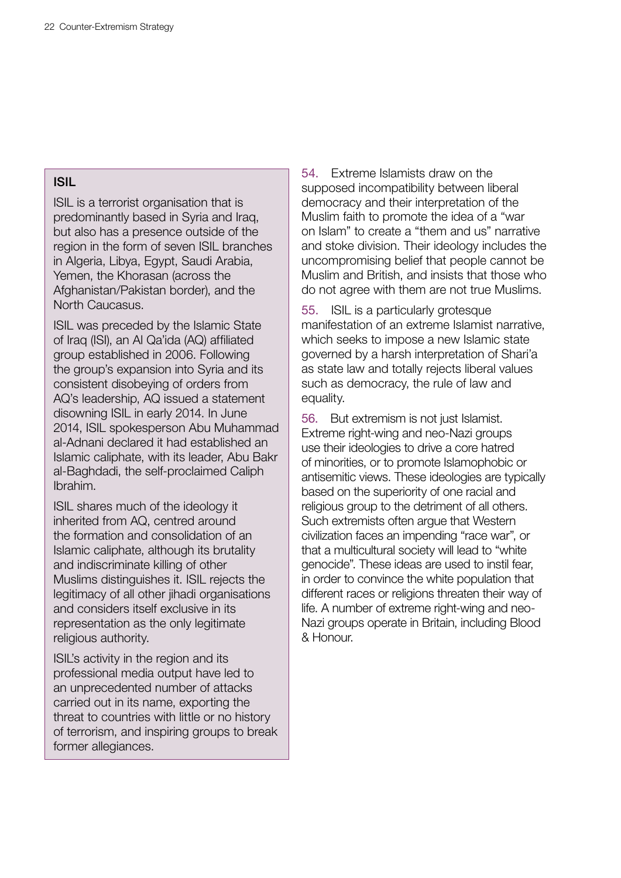### ISIL

ISIL is a terrorist organisation that is predominantly based in Syria and Iraq, but also has a presence outside of the region in the form of seven ISIL branches in Algeria, Libya, Egypt, Saudi Arabia, Yemen, the Khorasan (across the Afghanistan/Pakistan border), and the North Caucasus.

ISIL was preceded by the Islamic State of Iraq (ISI), an Al Qa'ida (AQ) affiliated group established in 2006. Following the group's expansion into Syria and its consistent disobeying of orders from AQ's leadership, AQ issued a statement disowning ISIL in early 2014. In June 2014, ISIL spokesperson Abu Muhammad al-Adnani declared it had established an Islamic caliphate, with its leader, Abu Bakr al-Baghdadi, the self-proclaimed Caliph Ibrahim.

ISIL shares much of the ideology it inherited from AQ, centred around the formation and consolidation of an Islamic caliphate, although its brutality and indiscriminate killing of other Muslims distinguishes it. ISIL rejects the legitimacy of all other jihadi organisations and considers itself exclusive in its representation as the only legitimate religious authority.

ISIL's activity in the region and its professional media output have led to an unprecedented number of attacks carried out in its name, exporting the threat to countries with little or no history of terrorism, and inspiring groups to break former allegiances.

54. Extreme Islamists draw on the supposed incompatibility between liberal democracy and their interpretation of the Muslim faith to promote the idea of a "war on Islam" to create a "them and us" narrative and stoke division. Their ideology includes the uncompromising belief that people cannot be Muslim and British, and insists that those who do not agree with them are not true Muslims.

55. ISIL is a particularly grotesque manifestation of an extreme Islamist narrative, which seeks to impose a new Islamic state governed by a harsh interpretation of Shari'a as state law and totally rejects liberal values such as democracy, the rule of law and equality.

56. But extremism is not just Islamist. Extreme right-wing and neo-Nazi groups use their ideologies to drive a core hatred of minorities, or to promote Islamophobic or antisemitic views. These ideologies are typically based on the superiority of one racial and religious group to the detriment of all others. Such extremists often argue that Western civilization faces an impending "race war", or that a multicultural society will lead to "white genocide". These ideas are used to instil fear, in order to convince the white population that different races or religions threaten their way of life. A number of extreme right-wing and neo-Nazi groups operate in Britain, including Blood & Honour.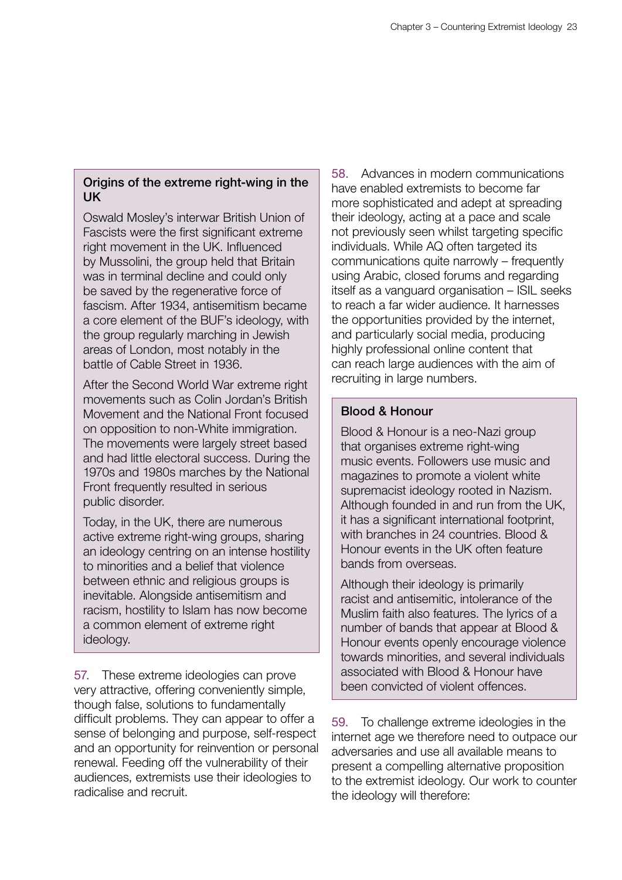### Origins of the extreme right-wing in the UK

Oswald Mosley's interwar British Union of Fascists were the first significant extreme right movement in the UK. Influenced by Mussolini, the group held that Britain was in terminal decline and could only be saved by the regenerative force of fascism. After 1934, antisemitism became a core element of the BUF's ideology, with the group regularly marching in Jewish areas of London, most notably in the battle of Cable Street in 1936.

After the Second World War extreme right movements such as Colin Jordan's British Movement and the National Front focused on opposition to non-White immigration. The movements were largely street based and had little electoral success. During the 1970s and 1980s marches by the National Front frequently resulted in serious public disorder.

Today, in the UK, there are numerous active extreme right-wing groups, sharing an ideology centring on an intense hostility to minorities and a belief that violence between ethnic and religious groups is inevitable. Alongside antisemitism and racism, hostility to Islam has now become a common element of extreme right ideology.

57. These extreme ideologies can prove very attractive, offering conveniently simple, though false, solutions to fundamentally difficult problems. They can appear to offer a sense of belonging and purpose, self-respect and an opportunity for reinvention or personal renewal. Feeding off the vulnerability of their audiences, extremists use their ideologies to radicalise and recruit.

58. Advances in modern communications have enabled extremists to become far more sophisticated and adept at spreading their ideology, acting at a pace and scale not previously seen whilst targeting specific individuals. While AQ often targeted its communications quite narrowly – frequently using Arabic, closed forums and regarding itself as a vanguard organisation – ISIL seeks to reach a far wider audience. It harnesses the opportunities provided by the internet, and particularly social media, producing highly professional online content that can reach large audiences with the aim of recruiting in large numbers.

### Blood & Honour

Blood & Honour is a neo-Nazi group that organises extreme right-wing music events. Followers use music and magazines to promote a violent white supremacist ideology rooted in Nazism. Although founded in and run from the UK, it has a significant international footprint, with branches in 24 countries. Blood & Honour events in the UK often feature bands from overseas.

Although their ideology is primarily racist and antisemitic, intolerance of the Muslim faith also features. The lyrics of a number of bands that appear at Blood & Honour events openly encourage violence towards minorities, and several individuals associated with Blood & Honour have been convicted of violent offences.

59. To challenge extreme ideologies in the internet age we therefore need to outpace our adversaries and use all available means to present a compelling alternative proposition to the extremist ideology. Our work to counter the ideology will therefore: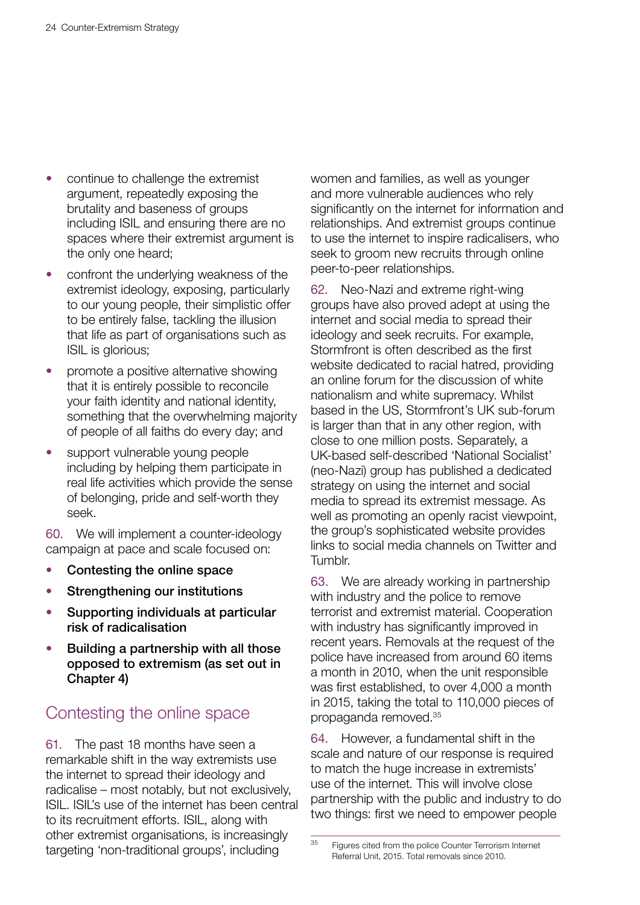- continue to challenge the extremist argument, repeatedly exposing the brutality and baseness of groups including ISIL and ensuring there are no spaces where their extremist argument is the only one heard;
- confront the underlying weakness of the extremist ideology, exposing, particularly to our young people, their simplistic offer to be entirely false, tackling the illusion that life as part of organisations such as ISIL is glorious;
- promote a positive alternative showing that it is entirely possible to reconcile your faith identity and national identity, something that the overwhelming majority of people of all faiths do every day; and
- support vulnerable young people including by helping them participate in real life activities which provide the sense of belonging, pride and self-worth they seek.

60. We will implement a counter-ideology campaign at pace and scale focused on:

- **Contesting the online space**
- **Strengthening our institutions**
- **Supporting individuals at particular risk of radicalisation**
- **Building a partnership with all those opposed to extremism (as set out in Chapter 4)**

## Contesting the online space

61. The past 18 months have seen a remarkable shift in the way extremists use the internet to spread their ideology and radicalise – most notably, but not exclusively, ISIL. ISIL's use of the internet has been central to its recruitment efforts. ISIL, along with other extremist organisations, is increasingly targeting 'non-traditional groups', including women and families, as well as younger and more vulnerable audiences who rely significantly on the internet for information and relationships. And extremist groups continue to use the internet to inspire radicalisers, who seek to groom new recruits through online peer-to-peer relationships.

62. Neo-Nazi and extreme right-wing groups have also proved adept at using the internet and social media to spread their ideology and seek recruits. For example, Stormfront is often described as the first website dedicated to racial hatred, providing an online forum for the discussion of white nationalism and white supremacy. Whilst based in the US, Stormfront's UK sub-forum is larger than that in any other region, with close to one million posts. Separately, a UK-based self-described 'National Socialist' (neo-Nazi) group has published a dedicated strategy on using the internet and social media to spread its extremist message. As well as promoting an openly racist viewpoint, the group's sophisticated website provides links to social media channels on Twitter and Tumblr.

63. We are already working in partnership with industry and the police to remove terrorist and extremist material. Cooperation with industry has significantly improved in recent years. Removals at the request of the police have increased from around 60 items a month in 2010, when the unit responsible was first established, to over 4,000 a month in 2015, taking the total to 110,000 pieces of propaganda removed.[35]

64. However, a fundamental shift in the scale and nature of our response is required to match the huge increase in extremists' use of the internet. This will involve close partnership with the public and industry to do two things: first we need to empower people

[35] Figures cited from the police Counter Terrorism Internet Referral Unit, 2015. Total removals since 2010.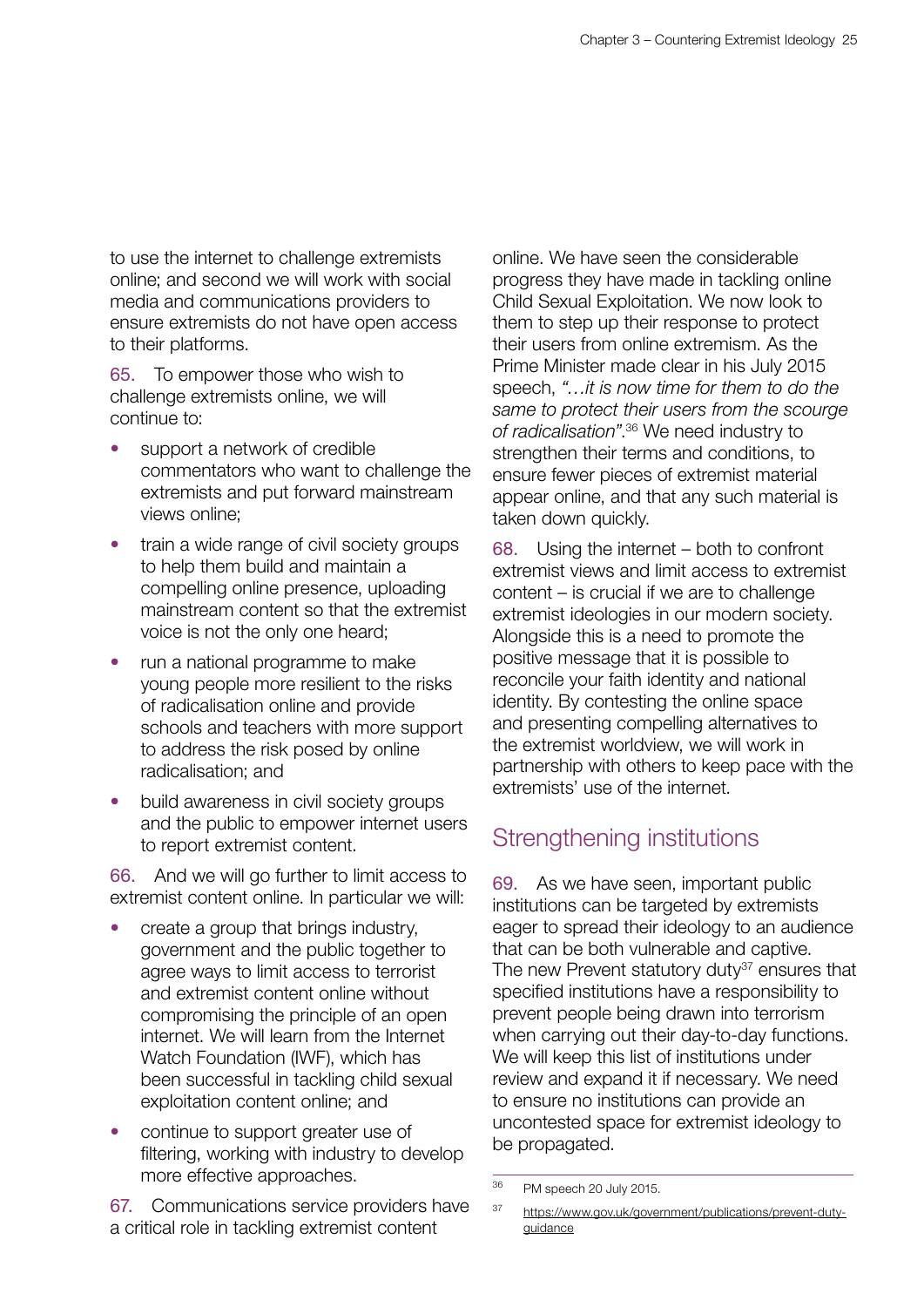to use the internet to challenge extremists online; and second we will work with social media and communications providers to ensure extremists do not have open access to their platforms.

65. To empower those who wish to challenge extremists online, we will continue to:

- support a network of credible commentators who want to challenge the extremists and put forward mainstream views online;
- train a wide range of civil society groups to help them build and maintain a compelling online presence, uploading mainstream content so that the extremist voice is not the only one heard;
- run a national programme to make young people more resilient to the risks of radicalisation online and provide schools and teachers with more support to address the risk posed by online radicalisation; and
- build awareness in civil society groups and the public to empower internet users to report extremist content.

66. And we will go further to limit access to extremist content online. In particular we will:

- create a group that brings industry, government and the public together to agree ways to limit access to terrorist and extremist content online without compromising the principle of an open internet. We will learn from the Internet Watch Foundation (IWF), which has been successful in tackling child sexual exploitation content online; and
- continue to support greater use of filtering, working with industry to develop more effective approaches.

67. Communications service providers have a critical role in tackling extremist content online. We have seen the considerable progress they have made in tackling online Child Sexual Exploitation. We now look to them to step up their response to protect their users from online extremism. As the Prime Minister made clear in his July 2015 speech, *"…it is now time for them to do the same to protect their users from the scourge of radicalisation"*.[36] We need industry to strengthen their terms and conditions, to ensure fewer pieces of extremist material appear online, and that any such material is taken down quickly.

68. Using the internet – both to confront extremist views and limit access to extremist content – is crucial if we are to challenge extremist ideologies in our modern society. Alongside this is a need to promote the positive message that it is possible to reconcile your faith identity and national identity. By contesting the online space and presenting compelling alternatives to the extremist worldview, we will work in partnership with others to keep pace with the extremists' use of the internet.

## Strengthening institutions

69. As we have seen, important public institutions can be targeted by extremists eager to spread their ideology to an audience that can be both vulnerable and captive. The new Prevent statutory duty[37] ensures that specified institutions have a responsibility to prevent people being drawn into terrorism when carrying out their day-to-day functions. We will keep this list of institutions under review and expand it if necessary. We need to ensure no institutions can provide an uncontested space for extremist ideology to be propagated.

---

[36] PM speech 20 July 2015.

[37] https://www.gov.uk/government/publications/prevent-duty-guidance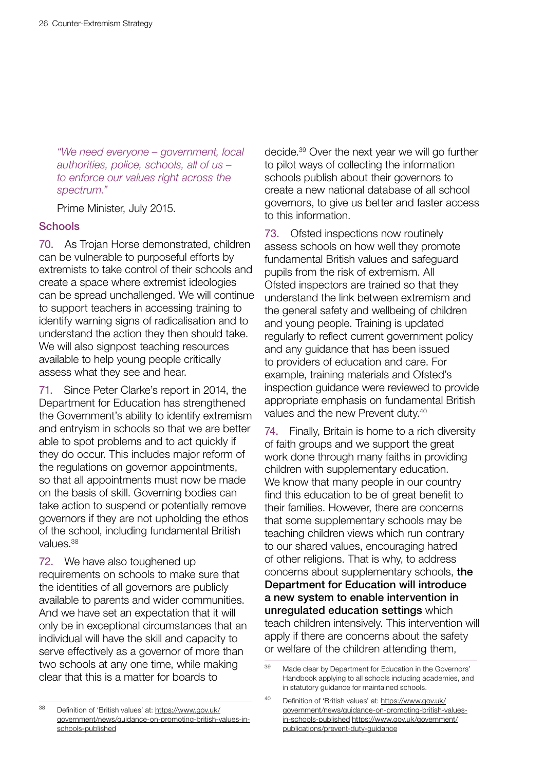*"We need everyone – government, local authorities, police, schools, all of us – to enforce our values right across the spectrum."*

Prime Minister, July 2015.

### Schools

70. As Trojan Horse demonstrated, children can be vulnerable to purposeful efforts by extremists to take control of their schools and create a space where extremist ideologies can be spread unchallenged. We will continue to support teachers in accessing training to identify warning signs of radicalisation and to understand the action they then should take. We will also signpost teaching resources available to help young people critically assess what they see and hear.

71. Since Peter Clarke's report in 2014, the Department for Education has strengthened the Government's ability to identify extremism and entryism in schools so that we are better able to spot problems and to act quickly if they do occur. This includes major reform of the regulations on governor appointments, so that all appointments must now be made on the basis of skill. Governing bodies can take action to suspend or potentially remove governors if they are not upholding the ethos of the school, including fundamental British values.[38]

72. We have also toughened up requirements on schools to make sure that the identities of all governors are publicly available to parents and wider communities. And we have set an expectation that it will only be in exceptional circumstances that an individual will have the skill and capacity to serve effectively as a governor of more than two schools at any one time, while making clear that this is a matter for boards to decide.[39] Over the next year we will go further to pilot ways of collecting the information schools publish about their governors to create a new national database of all school governors, to give us better and faster access to this information.

73. Ofsted inspections now routinely assess schools on how well they promote fundamental British values and safeguard pupils from the risk of extremism. All Ofsted inspectors are trained so that they understand the link between extremism and the general safety and wellbeing of children and young people. Training is updated regularly to reflect current government policy and any guidance that has been issued to providers of education and care. For example, training materials and Ofsted's inspection guidance were reviewed to provide appropriate emphasis on fundamental British values and the new Prevent duty.[40]

74. Finally, Britain is home to a rich diversity of faith groups and we support the great work done through many faiths in providing children with supplementary education. We know that many people in our country find this education to be of great benefit to their families. However, there are concerns that some supplementary schools may be teaching children views which run contrary to our shared values, encouraging hatred of other religions. That is why, to address concerns about supplementary schools, **the Department for Education will introduce a new system to enable intervention in unregulated education settings** which teach children intensively. This intervention will apply if there are concerns about the safety or welfare of the children attending them,

---

[38] Definition of 'British values' at: https://www.gov.uk/government/news/guidance-on-promoting-british-values-in-schools-published

[39] Made clear by Department for Education in the Governors' Handbook applying to all schools including academies, and in statutory guidance for maintained schools.

[40] Definition of 'British values' at: https://www.gov.uk/government/news/guidance-on-promoting-british-values-in-schools-published https://www.gov.uk/government/publications/prevent-duty-guidance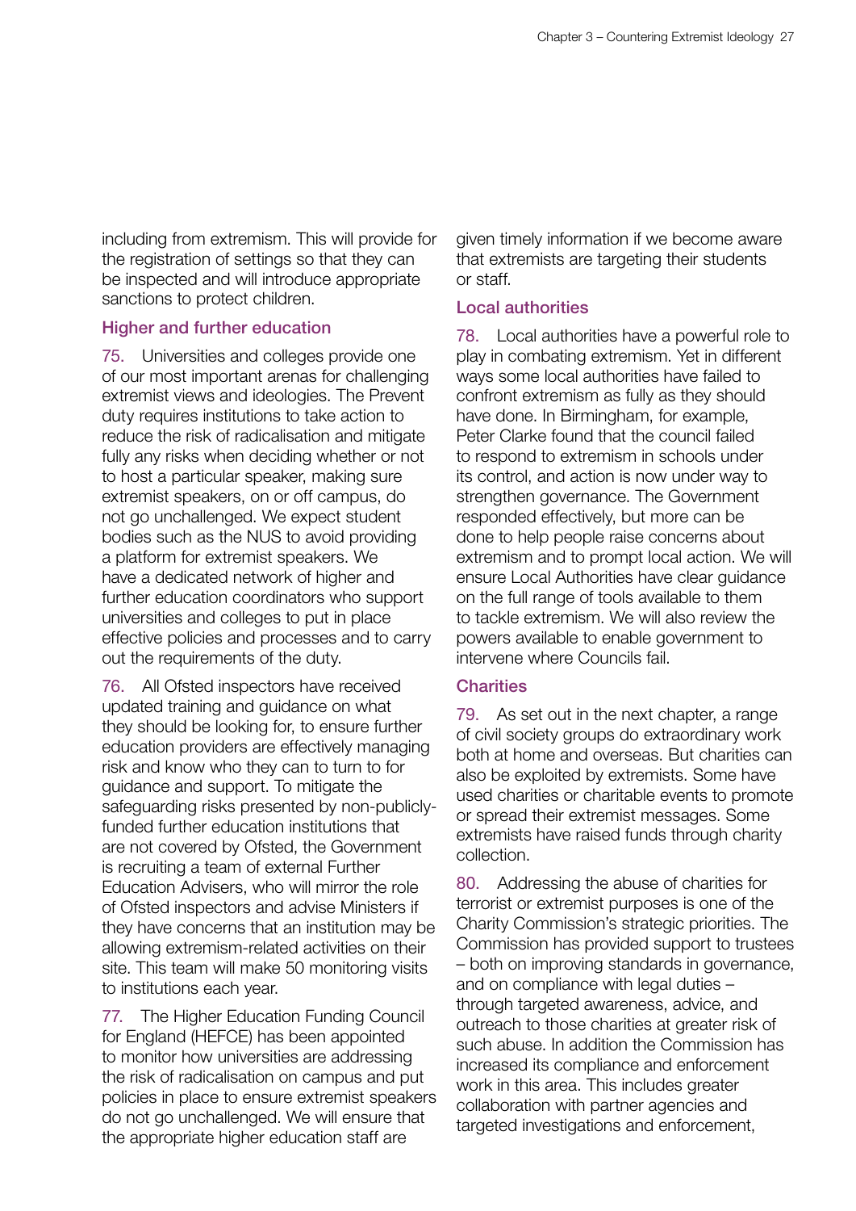including from extremism. This will provide for the registration of settings so that they can be inspected and will introduce appropriate sanctions to protect children.

### Higher and further education

75. Universities and colleges provide one of our most important arenas for challenging extremist views and ideologies. The Prevent duty requires institutions to take action to reduce the risk of radicalisation and mitigate fully any risks when deciding whether or not to host a particular speaker, making sure extremist speakers, on or off campus, do not go unchallenged. We expect student bodies such as the NUS to avoid providing a platform for extremist speakers. We have a dedicated network of higher and further education coordinators who support universities and colleges to put in place effective policies and processes and to carry out the requirements of the duty.

76. All Ofsted inspectors have received updated training and guidance on what they should be looking for, to ensure further education providers are effectively managing risk and know who they can to turn to for guidance and support. To mitigate the safeguarding risks presented by non-publicly-funded further education institutions that are not covered by Ofsted, the Government is recruiting a team of external Further Education Advisers, who will mirror the role of Ofsted inspectors and advise Ministers if they have concerns that an institution may be allowing extremism-related activities on their site. This team will make 50 monitoring visits to institutions each year.

77. The Higher Education Funding Council for England (HEFCE) has been appointed to monitor how universities are addressing the risk of radicalisation on campus and put policies in place to ensure extremist speakers do not go unchallenged. We will ensure that the appropriate higher education staff are given timely information if we become aware that extremists are targeting their students or staff.

### Local authorities

78. Local authorities have a powerful role to play in combating extremism. Yet in different ways some local authorities have failed to confront extremism as fully as they should have done. In Birmingham, for example, Peter Clarke found that the council failed to respond to extremism in schools under its control, and action is now under way to strengthen governance. The Government responded effectively, but more can be done to help people raise concerns about extremism and to prompt local action. We will ensure Local Authorities have clear guidance on the full range of tools available to them to tackle extremism. We will also review the powers available to enable government to intervene where Councils fail.

### Charities

79. As set out in the next chapter, a range of civil society groups do extraordinary work both at home and overseas. But charities can also be exploited by extremists. Some have used charities or charitable events to promote or spread their extremist messages. Some extremists have raised funds through charity collection.

80. Addressing the abuse of charities for terrorist or extremist purposes is one of the Charity Commission's strategic priorities. The Commission has provided support to trustees – both on improving standards in governance, and on compliance with legal duties – through targeted awareness, advice, and outreach to those charities at greater risk of such abuse. In addition the Commission has increased its compliance and enforcement work in this area. This includes greater collaboration with partner agencies and targeted investigations and enforcement,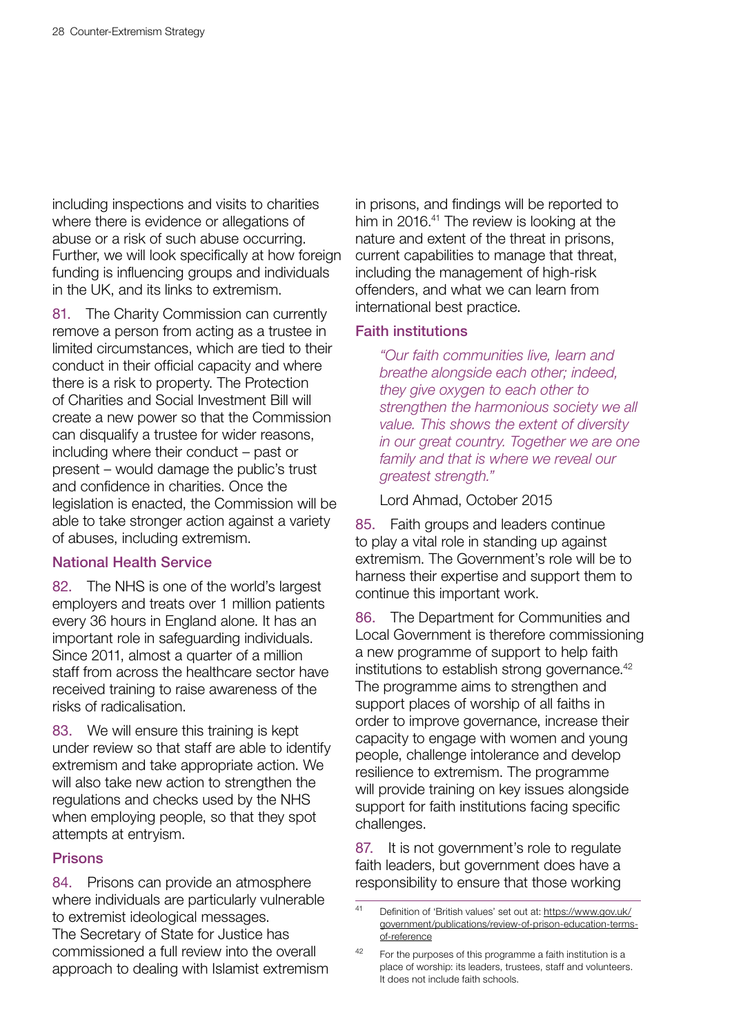including inspections and visits to charities where there is evidence or allegations of abuse or a risk of such abuse occurring. Further, we will look specifically at how foreign funding is influencing groups and individuals in the UK, and its links to extremism.

81. The Charity Commission can currently remove a person from acting as a trustee in limited circumstances, which are tied to their conduct in their official capacity and where there is a risk to property. The Protection of Charities and Social Investment Bill will create a new power so that the Commission can disqualify a trustee for wider reasons, including where their conduct – past or present – would damage the public's trust and confidence in charities. Once the legislation is enacted, the Commission will be able to take stronger action against a variety of abuses, including extremism.

### National Health Service

82. The NHS is one of the world's largest employers and treats over 1 million patients every 36 hours in England alone. It has an important role in safeguarding individuals. Since 2011, almost a quarter of a million staff from across the healthcare sector have received training to raise awareness of the risks of radicalisation.

83. We will ensure this training is kept under review so that staff are able to identify extremism and take appropriate action. We will also take new action to strengthen the regulations and checks used by the NHS when employing people, so that they spot attempts at entryism.

### Prisons

84. Prisons can provide an atmosphere where individuals are particularly vulnerable to extremist ideological messages. The Secretary of State for Justice has commissioned a full review into the overall approach to dealing with Islamist extremism in prisons, and findings will be reported to him in 2016.[41] The review is looking at the nature and extent of the threat in prisons, current capabilities to manage that threat, including the management of high-risk offenders, and what we can learn from international best practice.

### Faith institutions

> *"Our faith communities live, learn and breathe alongside each other; indeed, they give oxygen to each other to strengthen the harmonious society we all value. This shows the extent of diversity in our great country. Together we are one family and that is where we reveal our greatest strength."*
>
> Lord Ahmad, October 2015

85. Faith groups and leaders continue to play a vital role in standing up against extremism. The Government's role will be to harness their expertise and support them to continue this important work.

86. The Department for Communities and Local Government is therefore commissioning a new programme of support to help faith institutions to establish strong governance.[42] The programme aims to strengthen and support places of worship of all faiths in order to improve governance, increase their capacity to engage with women and young people, challenge intolerance and develop resilience to extremism. The programme will provide training on key issues alongside support for faith institutions facing specific challenges.

87. It is not government's role to regulate faith leaders, but government does have a responsibility to ensure that those working

---

[41] Definition of 'British values' set out at: https://www.gov.uk/government/publications/review-of-prison-education-terms-of-reference

[42] For the purposes of this programme a faith institution is a place of worship: its leaders, trustees, staff and volunteers. It does not include faith schools.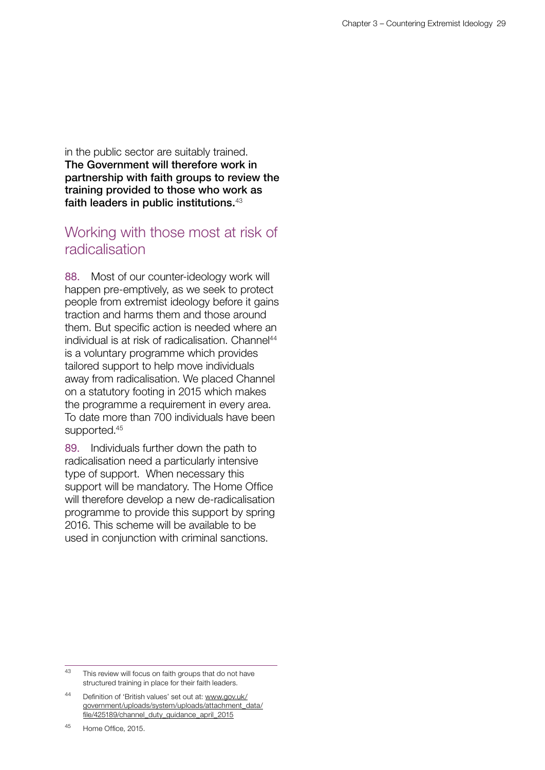in the public sector are suitably trained. **The Government will therefore work in partnership with faith groups to review the training provided to those who work as faith leaders in public institutions.**[43]

## Working with those most at risk of radicalisation

88. Most of our counter-ideology work will happen pre-emptively, as we seek to protect people from extremist ideology before it gains traction and harms them and those around them. But specific action is needed where an individual is at risk of radicalisation. Channel[44] is a voluntary programme which provides tailored support to help move individuals away from radicalisation. We placed Channel on a statutory footing in 2015 which makes the programme a requirement in every area. To date more than 700 individuals have been supported.[45]

89. Individuals further down the path to radicalisation need a particularly intensive type of support. When necessary this support will be mandatory. The Home Office will therefore develop a new de-radicalisation programme to provide this support by spring 2016. This scheme will be available to be used in conjunction with criminal sanctions.

---

[43] This review will focus on faith groups that do not have structured training in place for their faith leaders.

[44] Definition of 'British values' set out at: www.gov.uk/government/uploads/system/uploads/attachment_data/file/425189/channel_duty_guidance_april_2015

[45] Home Office, 2015.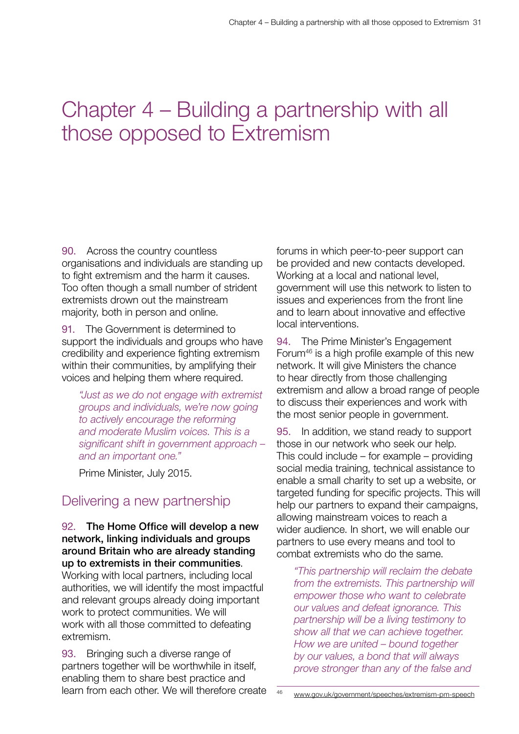# Chapter 4 – Building a partnership with all those opposed to Extremism

90. Across the country countless organisations and individuals are standing up to fight extremism and the harm it causes. Too often though a small number of strident extremists drown out the mainstream majority, both in person and online.

91. The Government is determined to support the individuals and groups who have credibility and experience fighting extremism within their communities, by amplifying their voices and helping them where required.

> *"Just as we do not engage with extremist groups and individuals, we're now going to actively encourage the reforming and moderate Muslim voices. This is a significant shift in government approach – and an important one."*
>
> Prime Minister, July 2015.

## Delivering a new partnership

92. **The Home Office will develop a new network, linking individuals and groups around Britain who are already standing up to extremists in their communities**. Working with local partners, including local authorities, we will identify the most impactful and relevant groups already doing important work to protect communities. We will work with all those committed to defeating extremism.

93. Bringing such a diverse range of partners together will be worthwhile in itself, enabling them to share best practice and learn from each other. We will therefore create forums in which peer-to-peer support can be provided and new contacts developed. Working at a local and national level, government will use this network to listen to issues and experiences from the front line and to learn about innovative and effective local interventions.

94. The Prime Minister's Engagement Forum[46] is a high profile example of this new network. It will give Ministers the chance to hear directly from those challenging extremism and allow a broad range of people to discuss their experiences and work with the most senior people in government.

95. In addition, we stand ready to support those in our network who seek our help. This could include – for example – providing social media training, technical assistance to enable a small charity to set up a website, or targeted funding for specific projects. This will help our partners to expand their campaigns, allowing mainstream voices to reach a wider audience. In short, we will enable our partners to use every means and tool to combat extremists who do the same.

> *"This partnership will reclaim the debate from the extremists. This partnership will empower those who want to celebrate our values and defeat ignorance. This partnership will be a living testimony to show all that we can achieve together. How we are united – bound together by our values, a bond that will always prove stronger than any of the false and*

46 www.gov.uk/government/speeches/extremism-pm-speech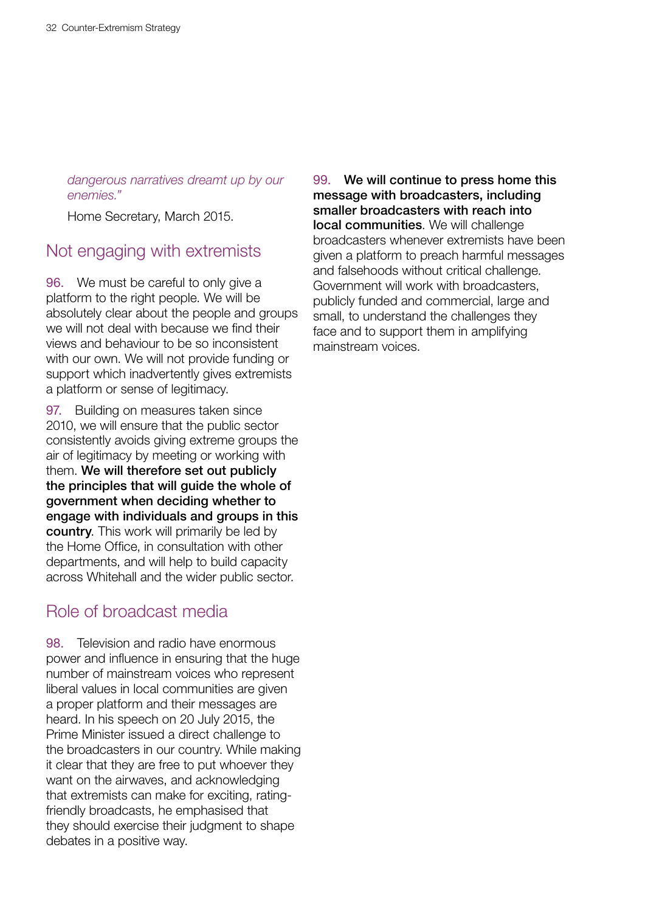*dangerous narratives dreamt up by our enemies."*

Home Secretary, March 2015.

## Not engaging with extremists

96. We must be careful to only give a platform to the right people. We will be absolutely clear about the people and groups we will not deal with because we find their views and behaviour to be so inconsistent with our own. We will not provide funding or support which inadvertently gives extremists a platform or sense of legitimacy.

97. Building on measures taken since 2010, we will ensure that the public sector consistently avoids giving extreme groups the air of legitimacy by meeting or working with them. **We will therefore set out publicly the principles that will guide the whole of government when deciding whether to engage with individuals and groups in this country**. This work will primarily be led by the Home Office, in consultation with other departments, and will help to build capacity across Whitehall and the wider public sector.

## Role of broadcast media

98. Television and radio have enormous power and influence in ensuring that the huge number of mainstream voices who represent liberal values in local communities are given a proper platform and their messages are heard. In his speech on 20 July 2015, the Prime Minister issued a direct challenge to the broadcasters in our country. While making it clear that they are free to put whoever they want on the airwaves, and acknowledging that extremists can make for exciting, rating-friendly broadcasts, he emphasised that they should exercise their judgment to shape debates in a positive way.

99. **We will continue to press home this message with broadcasters, including smaller broadcasters with reach into local communities**. We will challenge broadcasters whenever extremists have been given a platform to preach harmful messages and falsehoods without critical challenge. Government will work with broadcasters, publicly funded and commercial, large and small, to understand the challenges they face and to support them in amplifying mainstream voices.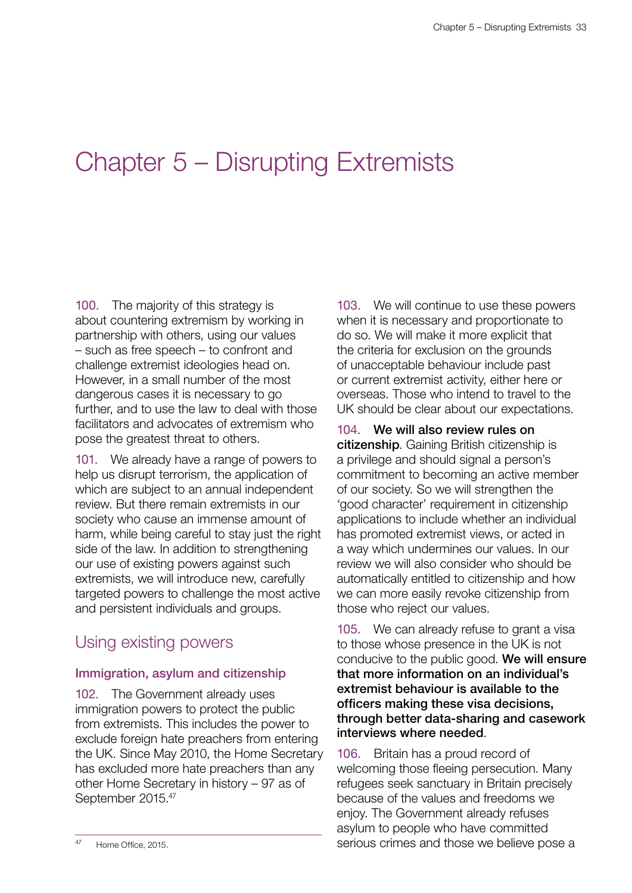# Chapter 5 – Disrupting Extremists

100. The majority of this strategy is about countering extremism by working in partnership with others, using our values – such as free speech – to confront and challenge extremist ideologies head on. However, in a small number of the most dangerous cases it is necessary to go further, and to use the law to deal with those facilitators and advocates of extremism who pose the greatest threat to others.

101. We already have a range of powers to help us disrupt terrorism, the application of which are subject to an annual independent review. But there remain extremists in our society who cause an immense amount of harm, while being careful to stay just the right side of the law. In addition to strengthening our use of existing powers against such extremists, we will introduce new, carefully targeted powers to challenge the most active and persistent individuals and groups.

## Using existing powers

### Immigration, asylum and citizenship

102. The Government already uses immigration powers to protect the public from extremists. This includes the power to exclude foreign hate preachers from entering the UK. Since May 2010, the Home Secretary has excluded more hate preachers than any other Home Secretary in history – 97 as of September 2015.[47]

103. We will continue to use these powers when it is necessary and proportionate to do so. We will make it more explicit that the criteria for exclusion on the grounds of unacceptable behaviour include past or current extremist activity, either here or overseas. Those who intend to travel to the UK should be clear about our expectations.

104. **We will also review rules on citizenship**. Gaining British citizenship is a privilege and should signal a person's commitment to becoming an active member of our society. So we will strengthen the 'good character' requirement in citizenship applications to include whether an individual has promoted extremist views, or acted in a way which undermines our values. In our review we will also consider who should be automatically entitled to citizenship and how we can more easily revoke citizenship from those who reject our values.

105. We can already refuse to grant a visa to those whose presence in the UK is not conducive to the public good. **We will ensure that more information on an individual's extremist behaviour is available to the officers making these visa decisions, through better data-sharing and casework interviews where needed**.

106. Britain has a proud record of welcoming those fleeing persecution. Many refugees seek sanctuary in Britain precisely because of the values and freedoms we enjoy. The Government already refuses asylum to people who have committed serious crimes and those we believe pose a

[47] Home Office, 2015.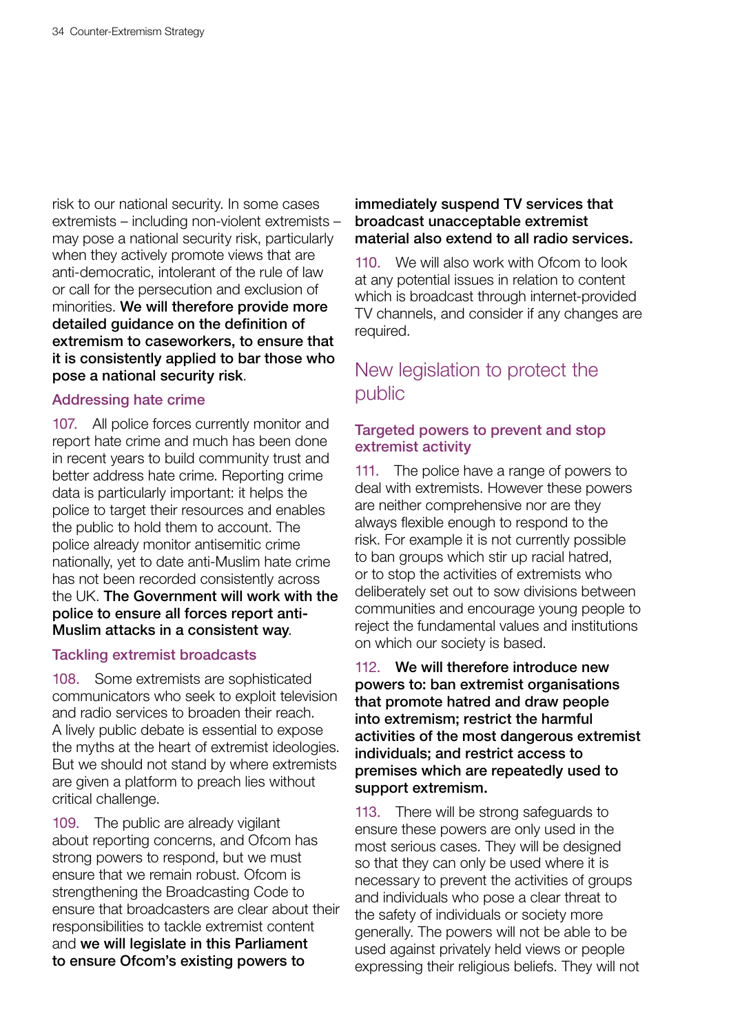risk to our national security. In some cases extremists – including non-violent extremists – may pose a national security risk, particularly when they actively promote views that are anti-democratic, intolerant of the rule of law or call for the persecution and exclusion of minorities. **We will therefore provide more detailed guidance on the definition of extremism to caseworkers, to ensure that it is consistently applied to bar those who pose a national security risk**.

### Addressing hate crime

107. All police forces currently monitor and report hate crime and much has been done in recent years to build community trust and better address hate crime. Reporting crime data is particularly important: it helps the police to target their resources and enables the public to hold them to account. The police already monitor antisemitic crime nationally, yet to date anti-Muslim hate crime has not been recorded consistently across the UK. **The Government will work with the police to ensure all forces report anti-Muslim attacks in a consistent way**.

### Tackling extremist broadcasts

108. Some extremists are sophisticated communicators who seek to exploit television and radio services to broaden their reach. A lively public debate is essential to expose the myths at the heart of extremist ideologies. But we should not stand by where extremists are given a platform to preach lies without critical challenge.

109. The public are already vigilant about reporting concerns, and Ofcom has strong powers to respond, but we must ensure that we remain robust. Ofcom is strengthening the Broadcasting Code to ensure that broadcasters are clear about their responsibilities to tackle extremist content and **we will legislate in this Parliament to ensure Ofcom's existing powers to immediately suspend TV services that broadcast unacceptable extremist material also extend to all radio services.**

110. We will also work with Ofcom to look at any potential issues in relation to content which is broadcast through internet-provided TV channels, and consider if any changes are required.

## New legislation to protect the public

### Targeted powers to prevent and stop extremist activity

111. The police have a range of powers to deal with extremists. However these powers are neither comprehensive nor are they always flexible enough to respond to the risk. For example it is not currently possible to ban groups which stir up racial hatred, or to stop the activities of extremists who deliberately set out to sow divisions between communities and encourage young people to reject the fundamental values and institutions on which our society is based.

112. **We will therefore introduce new powers to: ban extremist organisations that promote hatred and draw people into extremism; restrict the harmful activities of the most dangerous extremist individuals; and restrict access to premises which are repeatedly used to support extremism.**

113. There will be strong safeguards to ensure these powers are only used in the most serious cases. They will be designed so that they can only be used where it is necessary to prevent the activities of groups and individuals who pose a clear threat to the safety of individuals or society more generally. The powers will not be able to be used against privately held views or people expressing their religious beliefs. They will not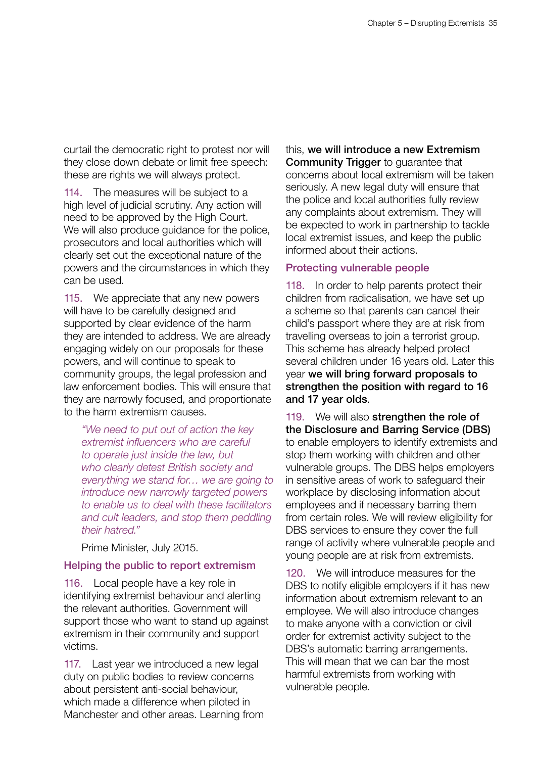curtail the democratic right to protest nor will they close down debate or limit free speech: these are rights we will always protect.

114. The measures will be subject to a high level of judicial scrutiny. Any action will need to be approved by the High Court. We will also produce guidance for the police, prosecutors and local authorities which will clearly set out the exceptional nature of the powers and the circumstances in which they can be used.

115. We appreciate that any new powers will have to be carefully designed and supported by clear evidence of the harm they are intended to address. We are already engaging widely on our proposals for these powers, and will continue to speak to community groups, the legal profession and law enforcement bodies. This will ensure that they are narrowly focused, and proportionate to the harm extremism causes.

> *"We need to put out of action the key extremist influencers who are careful to operate just inside the law, but who clearly detest British society and everything we stand for… we are going to introduce new narrowly targeted powers to enable us to deal with these facilitators and cult leaders, and stop them peddling their hatred."*
>
> Prime Minister, July 2015.

## Helping the public to report extremism

116. Local people have a key role in identifying extremist behaviour and alerting the relevant authorities. Government will support those who want to stand up against extremism in their community and support victims.

117. Last year we introduced a new legal duty on public bodies to review concerns about persistent anti-social behaviour, which made a difference when piloted in Manchester and other areas. Learning from this, **we will introduce a new Extremism Community Trigger** to guarantee that concerns about local extremism will be taken seriously. A new legal duty will ensure that the police and local authorities fully review any complaints about extremism. They will be expected to work in partnership to tackle local extremist issues, and keep the public informed about their actions.

## Protecting vulnerable people

118. In order to help parents protect their children from radicalisation, we have set up a scheme so that parents can cancel their child's passport where they are at risk from travelling overseas to join a terrorist group. This scheme has already helped protect several children under 16 years old. Later this year **we will bring forward proposals to strengthen the position with regard to 16 and 17 year olds**.

119. We will also **strengthen the role of the Disclosure and Barring Service (DBS)** to enable employers to identify extremists and stop them working with children and other vulnerable groups. The DBS helps employers in sensitive areas of work to safeguard their workplace by disclosing information about employees and if necessary barring them from certain roles. We will review eligibility for DBS services to ensure they cover the full range of activity where vulnerable people and young people are at risk from extremists.

120. We will introduce measures for the DBS to notify eligible employers if it has new information about extremism relevant to an employee. We will also introduce changes to make anyone with a conviction or civil order for extremist activity subject to the DBS's automatic barring arrangements. This will mean that we can bar the most harmful extremists from working with vulnerable people.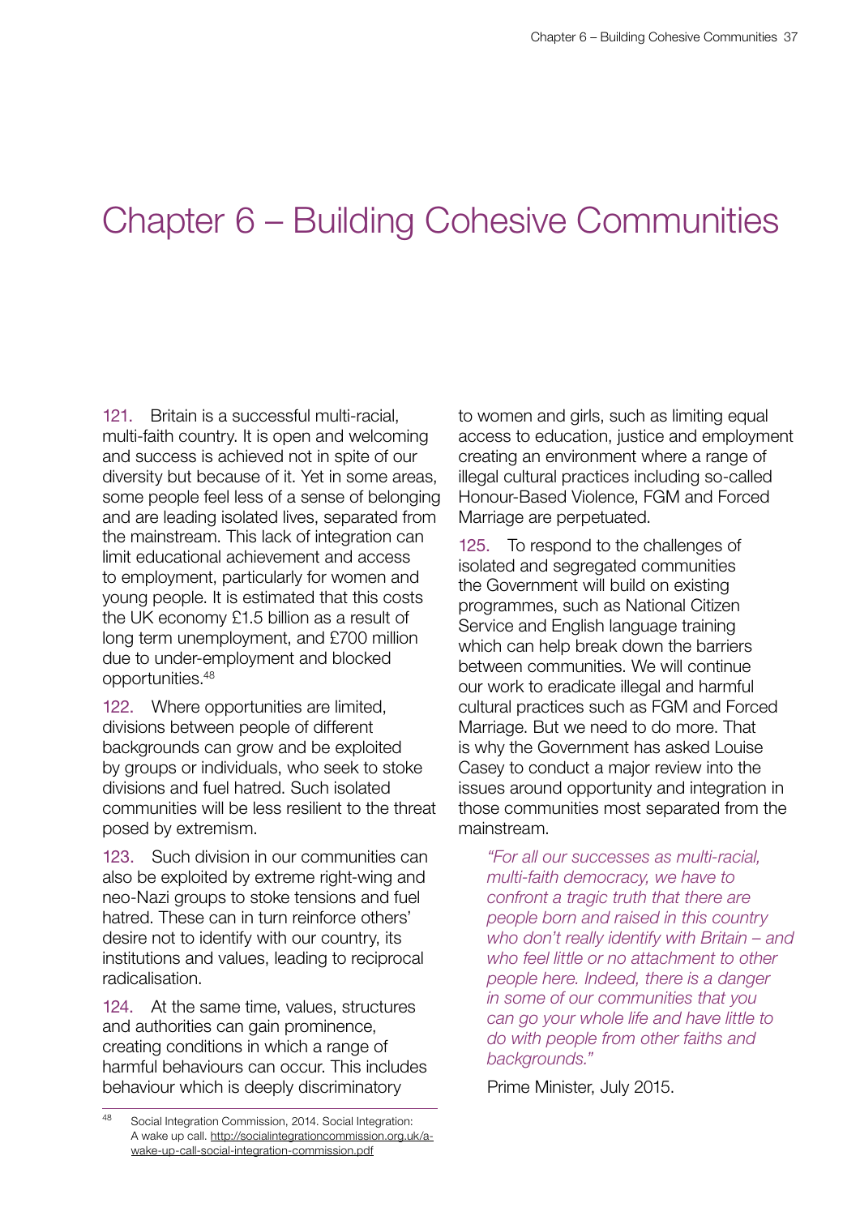# Chapter 6 – Building Cohesive Communities

121. Britain is a successful multi-racial, multi-faith country. It is open and welcoming and success is achieved not in spite of our diversity but because of it. Yet in some areas, some people feel less of a sense of belonging and are leading isolated lives, separated from the mainstream. This lack of integration can limit educational achievement and access to employment, particularly for women and young people. It is estimated that this costs the UK economy £1.5 billion as a result of long term unemployment, and £700 million due to under-employment and blocked opportunities.[48]

122. Where opportunities are limited, divisions between people of different backgrounds can grow and be exploited by groups or individuals, who seek to stoke divisions and fuel hatred. Such isolated communities will be less resilient to the threat posed by extremism.

123. Such division in our communities can also be exploited by extreme right-wing and neo-Nazi groups to stoke tensions and fuel hatred. These can in turn reinforce others' desire not to identify with our country, its institutions and values, leading to reciprocal radicalisation.

124. At the same time, values, structures and authorities can gain prominence, creating conditions in which a range of harmful behaviours can occur. This includes behaviour which is deeply discriminatory to women and girls, such as limiting equal access to education, justice and employment creating an environment where a range of illegal cultural practices including so-called Honour-Based Violence, FGM and Forced Marriage are perpetuated.

125. To respond to the challenges of isolated and segregated communities the Government will build on existing programmes, such as National Citizen Service and English language training which can help break down the barriers between communities. We will continue our work to eradicate illegal and harmful cultural practices such as FGM and Forced Marriage. But we need to do more. That is why the Government has asked Louise Casey to conduct a major review into the issues around opportunity and integration in those communities most separated from the mainstream.

> *"For all our successes as multi-racial, multi-faith democracy, we have to confront a tragic truth that there are people born and raised in this country who don't really identify with Britain – and who feel little or no attachment to other people here. Indeed, there is a danger in some of our communities that you can go your whole life and have little to do with people from other faiths and backgrounds."*
>
> Prime Minister, July 2015.

---

[48] Social Integration Commission, 2014. Social Integration: A wake up call. http://socialintegrationcommission.org.uk/a-wake-up-call-social-integration-commission.pdf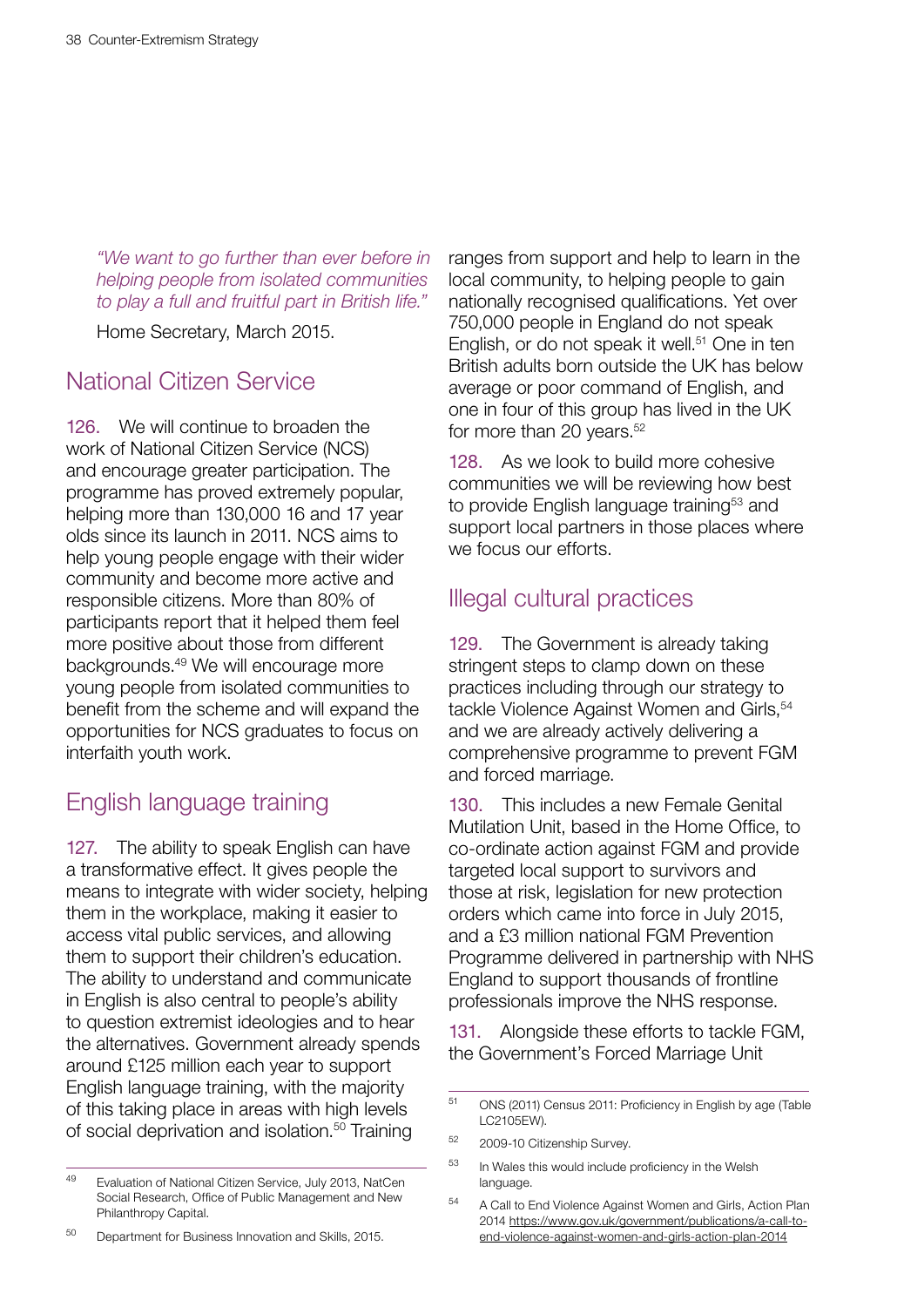*"We want to go further than ever before in helping people from isolated communities to play a full and fruitful part in British life."*

Home Secretary, March 2015.

## National Citizen Service

126. We will continue to broaden the work of National Citizen Service (NCS) and encourage greater participation. The programme has proved extremely popular, helping more than 130,000 16 and 17 year olds since its launch in 2011. NCS aims to help young people engage with their wider community and become more active and responsible citizens. More than 80% of participants report that it helped them feel more positive about those from different backgrounds.[49] We will encourage more young people from isolated communities to benefit from the scheme and will expand the opportunities for NCS graduates to focus on interfaith youth work.

## English language training

127. The ability to speak English can have a transformative effect. It gives people the means to integrate with wider society, helping them in the workplace, making it easier to access vital public services, and allowing them to support their children's education. The ability to understand and communicate in English is also central to people's ability to question extremist ideologies and to hear the alternatives. Government already spends around £125 million each year to support English language training, with the majority of this taking place in areas with high levels of social deprivation and isolation.[50] Training ranges from support and help to learn in the local community, to helping people to gain nationally recognised qualifications. Yet over 750,000 people in England do not speak English, or do not speak it well.[51] One in ten British adults born outside the UK has below average or poor command of English, and one in four of this group has lived in the UK for more than 20 years.[52]

128. As we look to build more cohesive communities we will be reviewing how best to provide English language training[53] and support local partners in those places where we focus our efforts.

## Illegal cultural practices

129. The Government is already taking stringent steps to clamp down on these practices including through our strategy to tackle Violence Against Women and Girls,[54] and we are already actively delivering a comprehensive programme to prevent FGM and forced marriage.

130. This includes a new Female Genital Mutilation Unit, based in the Home Office, to co-ordinate action against FGM and provide targeted local support to survivors and those at risk, legislation for new protection orders which came into force in July 2015, and a £3 million national FGM Prevention Programme delivered in partnership with NHS England to support thousands of frontline professionals improve the NHS response.

131. Alongside these efforts to tackle FGM, the Government's Forced Marriage Unit

---

[49] Evaluation of National Citizen Service, July 2013, NatCen Social Research, Office of Public Management and New Philanthropy Capital.

[50] Department for Business Innovation and Skills, 2015.

[51] ONS (2011) Census 2011: Proficiency in English by age (Table LC2105EW).

[52] 2009-10 Citizenship Survey.

[53] In Wales this would include proficiency in the Welsh language.

[54] A Call to End Violence Against Women and Girls, Action Plan 2014 https://www.gov.uk/government/publications/a-call-to-end-violence-against-women-and-girls-action-plan-2014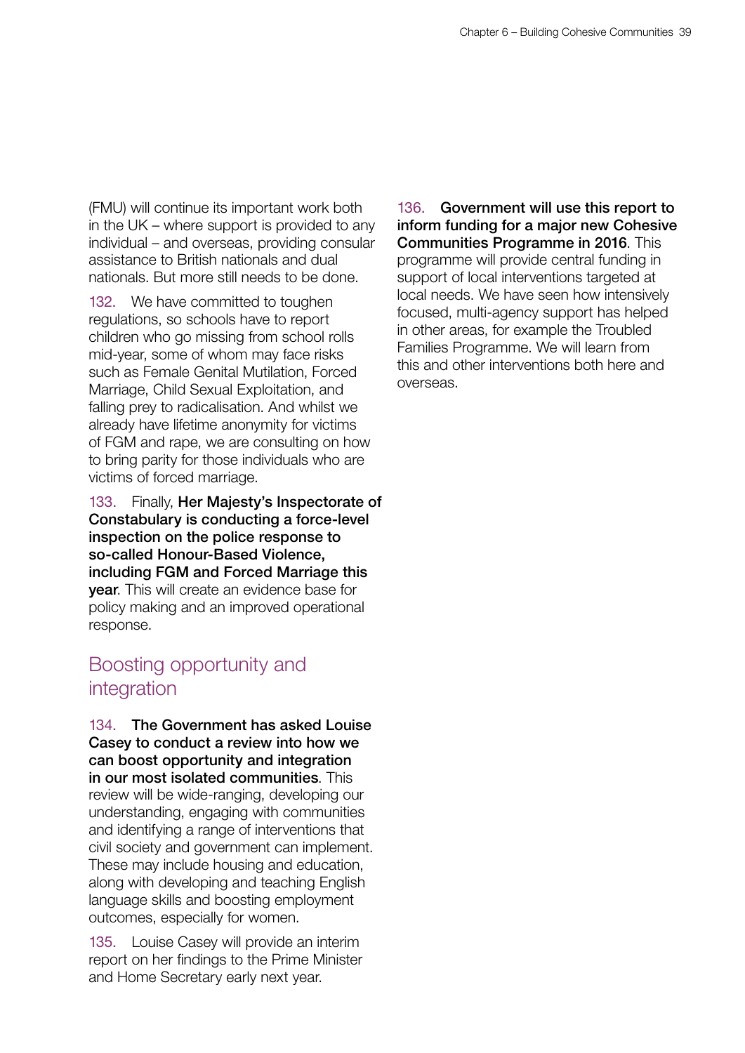(FMU) will continue its important work both in the UK – where support is provided to any individual – and overseas, providing consular assistance to British nationals and dual nationals. But more still needs to be done.

132. We have committed to toughen regulations, so schools have to report children who go missing from school rolls mid-year, some of whom may face risks such as Female Genital Mutilation, Forced Marriage, Child Sexual Exploitation, and falling prey to radicalisation. And whilst we already have lifetime anonymity for victims of FGM and rape, we are consulting on how to bring parity for those individuals who are victims of forced marriage.

133. Finally, **Her Majesty's Inspectorate of Constabulary is conducting a force-level inspection on the police response to so-called Honour-Based Violence, including FGM and Forced Marriage this year**. This will create an evidence base for policy making and an improved operational response.

## Boosting opportunity and integration

134. **The Government has asked Louise Casey to conduct a review into how we can boost opportunity and integration in our most isolated communities**. This review will be wide-ranging, developing our understanding, engaging with communities and identifying a range of interventions that civil society and government can implement. These may include housing and education, along with developing and teaching English language skills and boosting employment outcomes, especially for women.

135. Louise Casey will provide an interim report on her findings to the Prime Minister and Home Secretary early next year.

136. **Government will use this report to inform funding for a major new Cohesive Communities Programme in 2016**. This programme will provide central funding in support of local interventions targeted at local needs. We have seen how intensively focused, multi-agency support has helped in other areas, for example the Troubled Families Programme. We will learn from this and other interventions both here and overseas.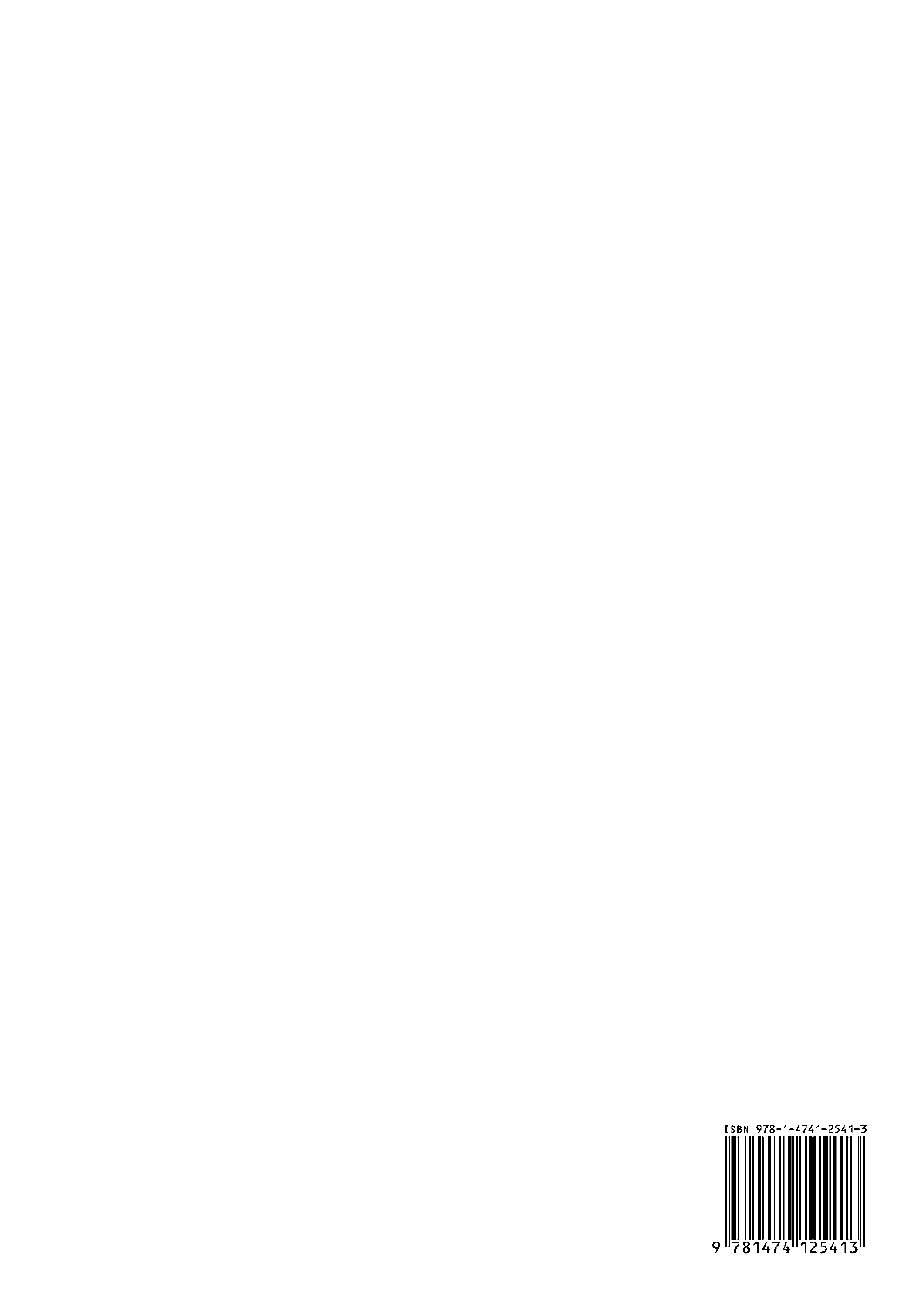ISBN 978-1-4741-2541-3

9 781474 125413